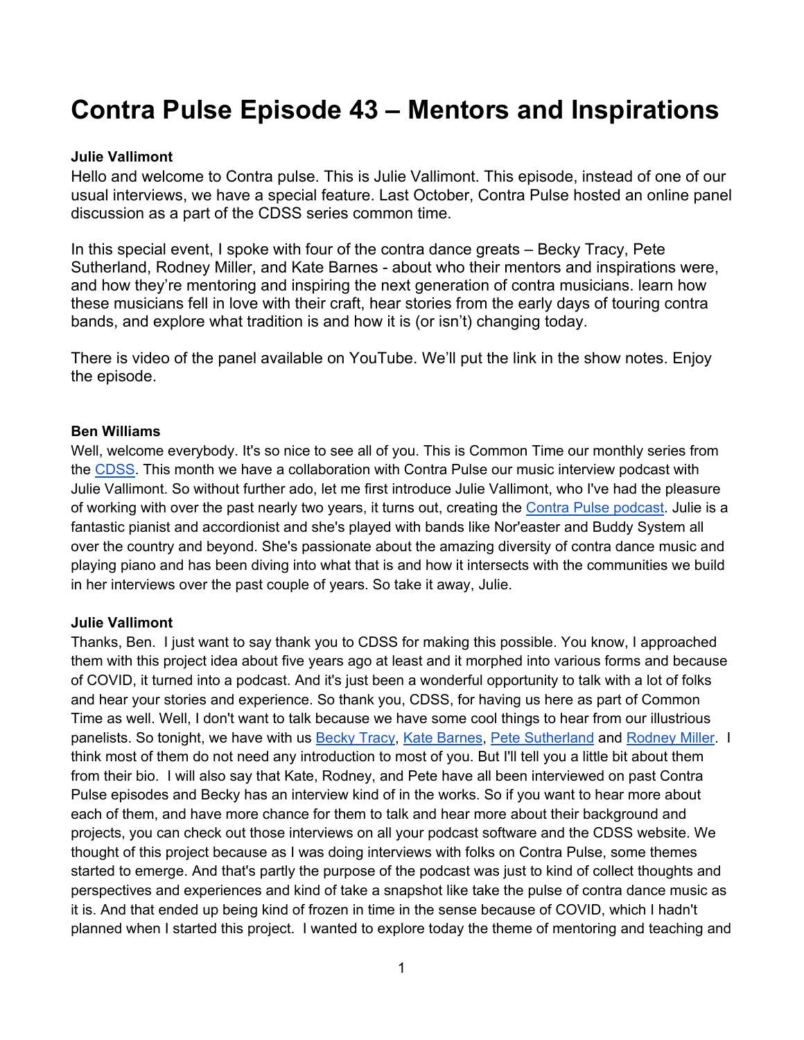# Contra Pulse Episode 43 – Mentors and Inspirations

**Julie Vallimont**

Hello and welcome to Contra pulse. This is Julie Vallimont. This episode, instead of one of our usual interviews, we have a special feature. Last October, Contra Pulse hosted an online panel discussion as a part of the CDSS series common time.

In this special event, I spoke with four of the contra dance greats – Becky Tracy, Pete Sutherland, Rodney Miller, and Kate Barnes - about who their mentors and inspirations were, and how they're mentoring and inspiring the next generation of contra musicians. learn how these musicians fell in love with their craft, hear stories from the early days of touring contra bands, and explore what tradition is and how it is (or isn't) changing today.

There is video of the panel available on YouTube. We'll put the link in the show notes. Enjoy the episode.

**Ben Williams**

Well, welcome everybody. It's so nice to see all of you. This is Common Time our monthly series from the CDSS. This month we have a collaboration with Contra Pulse our music interview podcast with Julie Vallimont. So without further ado, let me first introduce Julie Vallimont, who I've had the pleasure of working with over the past nearly two years, it turns out, creating the Contra Pulse podcast. Julie is a fantastic pianist and accordionist and she's played with bands like Nor'easter and Buddy System all over the country and beyond. She's passionate about the amazing diversity of contra dance music and playing piano and has been diving into what that is and how it intersects with the communities we build in her interviews over the past couple of years. So take it away, Julie.

**Julie Vallimont**

Thanks, Ben. I just want to say thank you to CDSS for making this possible. You know, I approached them with this project idea about five years ago at least and it morphed into various forms and because of COVID, it turned into a podcast. And it's just been a wonderful opportunity to talk with a lot of folks and hear your stories and experience. So thank you, CDSS, for having us here as part of Common Time as well. Well, I don't want to talk because we have some cool things to hear from our illustrious panelists. So tonight, we have with us Becky Tracy, Kate Barnes, Pete Sutherland and Rodney Miller. I think most of them do not need any introduction to most of you. But I'll tell you a little bit about them from their bio. I will also say that Kate, Rodney, and Pete have all been interviewed on past Contra Pulse episodes and Becky has an interview kind of in the works. So if you want to hear more about each of them, and have more chance for them to talk and hear more about their background and projects, you can check out those interviews on all your podcast software and the CDSS website. We thought of this project because as I was doing interviews with folks on Contra Pulse, some themes started to emerge. And that's partly the purpose of the podcast was just to kind of collect thoughts and perspectives and experiences and kind of take a snapshot like take the pulse of contra dance music as it is. And that ended up being kind of frozen in time in the sense because of COVID, which I hadn't planned when I started this project. I wanted to explore today the theme of mentoring and teaching and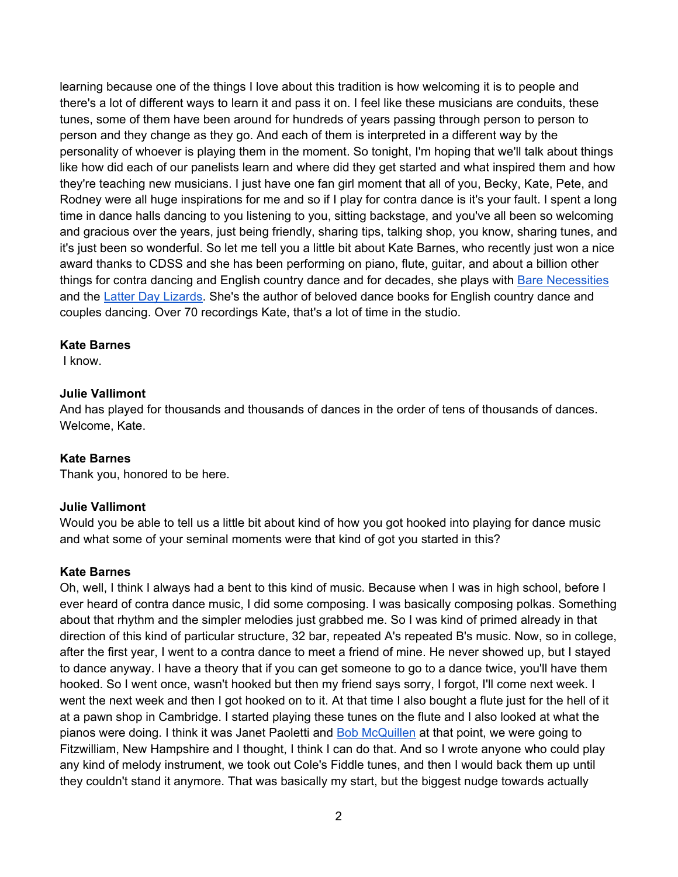learning because one of the things I love about this tradition is how welcoming it is to people and there's a lot of different ways to learn it and pass it on. I feel like these musicians are conduits, these tunes, some of them have been around for hundreds of years passing through person to person to person and they change as they go. And each of them is interpreted in a different way by the personality of whoever is playing them in the moment. So tonight, I'm hoping that we'll talk about things like how did each of our panelists learn and where did they get started and what inspired them and how they're teaching new musicians. I just have one fan girl moment that all of you, Becky, Kate, Pete, and Rodney were all huge inspirations for me and so if I play for contra dance is it's your fault. I spent a long time in dance halls dancing to you listening to you, sitting backstage, and you've all been so welcoming and gracious over the years, just being friendly, sharing tips, talking shop, you know, sharing tunes, and it's just been so wonderful. So let me tell you a little bit about Kate Barnes, who recently just won a nice award thanks to CDSS and she has been performing on piano, flute, guitar, and about a billion other things for contra dancing and English country dance and for decades, she plays with Bare Necessities and the Latter Day Lizards. She's the author of beloved dance books for English country dance and couples dancing. Over 70 recordings Kate, that's a lot of time in the studio.

**Kate Barnes**
I know.

**Julie Vallimont**
And has played for thousands and thousands of dances in the order of tens of thousands of dances. Welcome, Kate.

**Kate Barnes**
Thank you, honored to be here.

**Julie Vallimont**
Would you be able to tell us a little bit about kind of how you got hooked into playing for dance music and what some of your seminal moments were that kind of got you started in this?

**Kate Barnes**
Oh, well, I think I always had a bent to this kind of music. Because when I was in high school, before I ever heard of contra dance music, I did some composing. I was basically composing polkas. Something about that rhythm and the simpler melodies just grabbed me. So I was kind of primed already in that direction of this kind of particular structure, 32 bar, repeated A's repeated B's music. Now, so in college, after the first year, I went to a contra dance to meet a friend of mine. He never showed up, but I stayed to dance anyway. I have a theory that if you can get someone to go to a dance twice, you'll have them hooked. So I went once, wasn't hooked but then my friend says sorry, I forgot, I'll come next week. I went the next week and then I got hooked on to it. At that time I also bought a flute just for the hell of it at a pawn shop in Cambridge. I started playing these tunes on the flute and I also looked at what the pianos were doing. I think it was Janet Paoletti and Bob McQuillen at that point, we were going to Fitzwilliam, New Hampshire and I thought, I think I can do that. And so I wrote anyone who could play any kind of melody instrument, we took out Cole's Fiddle tunes, and then I would back them up until they couldn't stand it anymore. That was basically my start, but the biggest nudge towards actually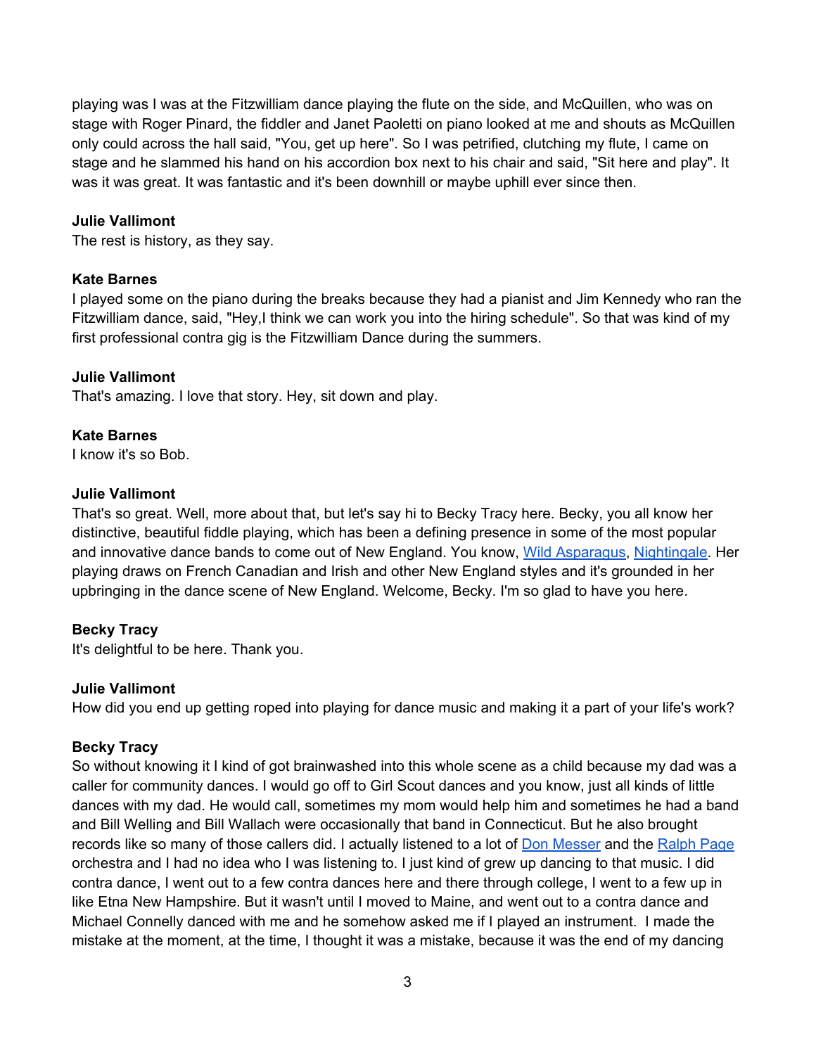playing was I was at the Fitzwilliam dance playing the flute on the side, and McQuillen, who was on stage with Roger Pinard, the fiddler and Janet Paoletti on piano looked at me and shouts as McQuillen only could across the hall said, "You, get up here". So I was petrified, clutching my flute, I came on stage and he slammed his hand on his accordion box next to his chair and said, "Sit here and play". It was it was great. It was fantastic and it's been downhill or maybe uphill ever since then.

**Julie Vallimont**
The rest is history, as they say.

**Kate Barnes**
I played some on the piano during the breaks because they had a pianist and Jim Kennedy who ran the Fitzwilliam dance, said, "Hey,I think we can work you into the hiring schedule". So that was kind of my first professional contra gig is the Fitzwilliam Dance during the summers.

**Julie Vallimont**
That's amazing. I love that story. Hey, sit down and play.

**Kate Barnes**
I know it's so Bob.

**Julie Vallimont**
That's so great. Well, more about that, but let's say hi to Becky Tracy here. Becky, you all know her distinctive, beautiful fiddle playing, which has been a defining presence in some of the most popular and innovative dance bands to come out of New England. You know, Wild Asparagus, Nightingale. Her playing draws on French Canadian and Irish and other New England styles and it's grounded in her upbringing in the dance scene of New England. Welcome, Becky. I'm so glad to have you here.

**Becky Tracy**
It's delightful to be here. Thank you.

**Julie Vallimont**
How did you end up getting roped into playing for dance music and making it a part of your life's work?

**Becky Tracy**
So without knowing it I kind of got brainwashed into this whole scene as a child because my dad was a caller for community dances. I would go off to Girl Scout dances and you know, just all kinds of little dances with my dad. He would call, sometimes my mom would help him and sometimes he had a band and Bill Welling and Bill Wallach were occasionally that band in Connecticut. But he also brought records like so many of those callers did. I actually listened to a lot of Don Messer and the Ralph Page orchestra and I had no idea who I was listening to. I just kind of grew up dancing to that music. I did contra dance, I went out to a few contra dances here and there through college, I went to a few up in like Etna New Hampshire. But it wasn't until I moved to Maine, and went out to a contra dance and Michael Connelly danced with me and he somehow asked me if I played an instrument. I made the mistake at the moment, at the time, I thought it was a mistake, because it was the end of my dancing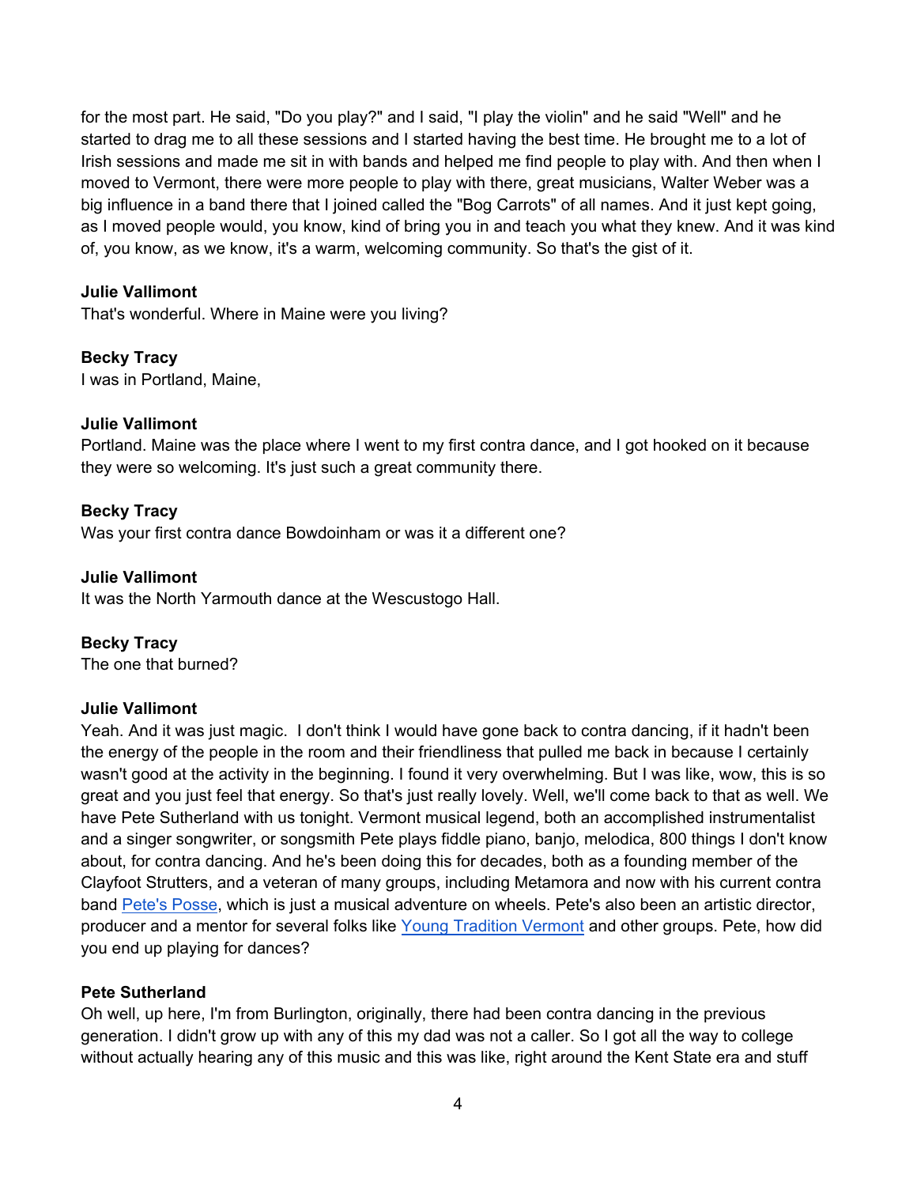for the most part. He said, "Do you play?" and I said, "I play the violin" and he said "Well" and he started to drag me to all these sessions and I started having the best time. He brought me to a lot of Irish sessions and made me sit in with bands and helped me find people to play with. And then when I moved to Vermont, there were more people to play with there, great musicians, Walter Weber was a big influence in a band there that I joined called the "Bog Carrots" of all names. And it just kept going, as I moved people would, you know, kind of bring you in and teach you what they knew. And it was kind of, you know, as we know, it's a warm, welcoming community. So that's the gist of it.

**Julie Vallimont**
That's wonderful. Where in Maine were you living?

**Becky Tracy**
I was in Portland, Maine,

**Julie Vallimont**
Portland. Maine was the place where I went to my first contra dance, and I got hooked on it because they were so welcoming. It's just such a great community there.

**Becky Tracy**
Was your first contra dance Bowdoinham or was it a different one?

**Julie Vallimont**
It was the North Yarmouth dance at the Wescustogo Hall.

**Becky Tracy**
The one that burned?

**Julie Vallimont**
Yeah. And it was just magic. I don't think I would have gone back to contra dancing, if it hadn't been the energy of the people in the room and their friendliness that pulled me back in because I certainly wasn't good at the activity in the beginning. I found it very overwhelming. But I was like, wow, this is so great and you just feel that energy. So that's just really lovely. Well, we'll come back to that as well. We have Pete Sutherland with us tonight. Vermont musical legend, both an accomplished instrumentalist and a singer songwriter, or songsmith Pete plays fiddle piano, banjo, melodica, 800 things I don't know about, for contra dancing. And he's been doing this for decades, both as a founding member of the Clayfoot Strutters, and a veteran of many groups, including Metamora and now with his current contra band Pete's Posse, which is just a musical adventure on wheels. Pete's also been an artistic director, producer and a mentor for several folks like Young Tradition Vermont and other groups. Pete, how did you end up playing for dances?

**Pete Sutherland**
Oh well, up here, I'm from Burlington, originally, there had been contra dancing in the previous generation. I didn't grow up with any of this my dad was not a caller. So I got all the way to college without actually hearing any of this music and this was like, right around the Kent State era and stuff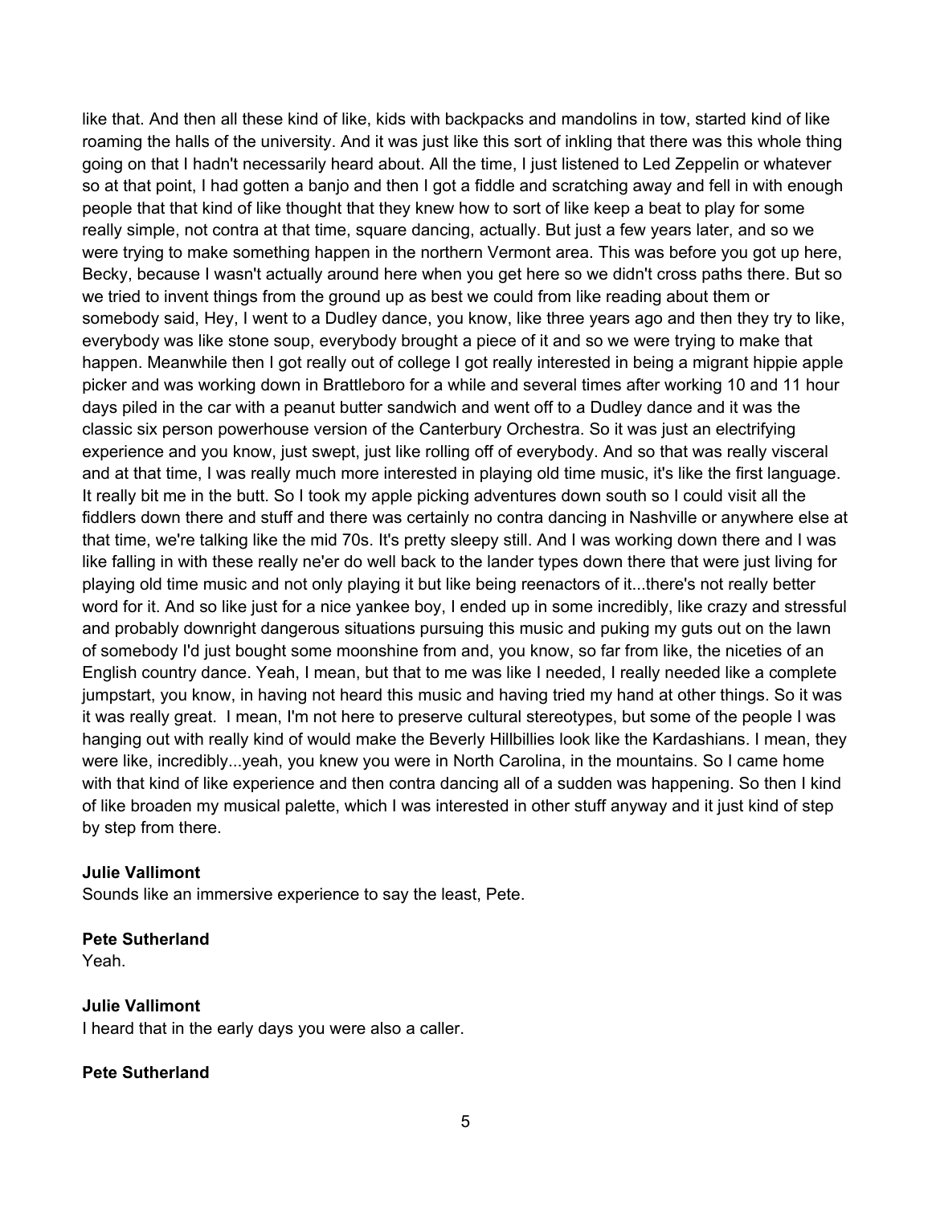like that. And then all these kind of like, kids with backpacks and mandolins in tow, started kind of like roaming the halls of the university. And it was just like this sort of inkling that there was this whole thing going on that I hadn't necessarily heard about. All the time, I just listened to Led Zeppelin or whatever so at that point, I had gotten a banjo and then I got a fiddle and scratching away and fell in with enough people that that kind of like thought that they knew how to sort of like keep a beat to play for some really simple, not contra at that time, square dancing, actually. But just a few years later, and so we were trying to make something happen in the northern Vermont area. This was before you got up here, Becky, because I wasn't actually around here when you get here so we didn't cross paths there. But so we tried to invent things from the ground up as best we could from like reading about them or somebody said, Hey, I went to a Dudley dance, you know, like three years ago and then they try to like, everybody was like stone soup, everybody brought a piece of it and so we were trying to make that happen. Meanwhile then I got really out of college I got really interested in being a migrant hippie apple picker and was working down in Brattleboro for a while and several times after working 10 and 11 hour days piled in the car with a peanut butter sandwich and went off to a Dudley dance and it was the classic six person powerhouse version of the Canterbury Orchestra. So it was just an electrifying experience and you know, just swept, just like rolling off of everybody. And so that was really visceral and at that time, I was really much more interested in playing old time music, it's like the first language. It really bit me in the butt. So I took my apple picking adventures down south so I could visit all the fiddlers down there and stuff and there was certainly no contra dancing in Nashville or anywhere else at that time, we're talking like the mid 70s. It's pretty sleepy still. And I was working down there and I was like falling in with these really ne'er do well back to the lander types down there that were just living for playing old time music and not only playing it but like being reenactors of it...there's not really better word for it. And so like just for a nice yankee boy, I ended up in some incredibly, like crazy and stressful and probably downright dangerous situations pursuing this music and puking my guts out on the lawn of somebody I'd just bought some moonshine from and, you know, so far from like, the niceties of an English country dance. Yeah, I mean, but that to me was like I needed, I really needed like a complete jumpstart, you know, in having not heard this music and having tried my hand at other things. So it was it was really great. I mean, I'm not here to preserve cultural stereotypes, but some of the people I was hanging out with really kind of would make the Beverly Hillbillies look like the Kardashians. I mean, they were like, incredibly...yeah, you knew you were in North Carolina, in the mountains. So I came home with that kind of like experience and then contra dancing all of a sudden was happening. So then I kind of like broaden my musical palette, which I was interested in other stuff anyway and it just kind of step by step from there.

**Julie Vallimont**
Sounds like an immersive experience to say the least, Pete.

**Pete Sutherland**
Yeah.

**Julie Vallimont**
I heard that in the early days you were also a caller.

**Pete Sutherland**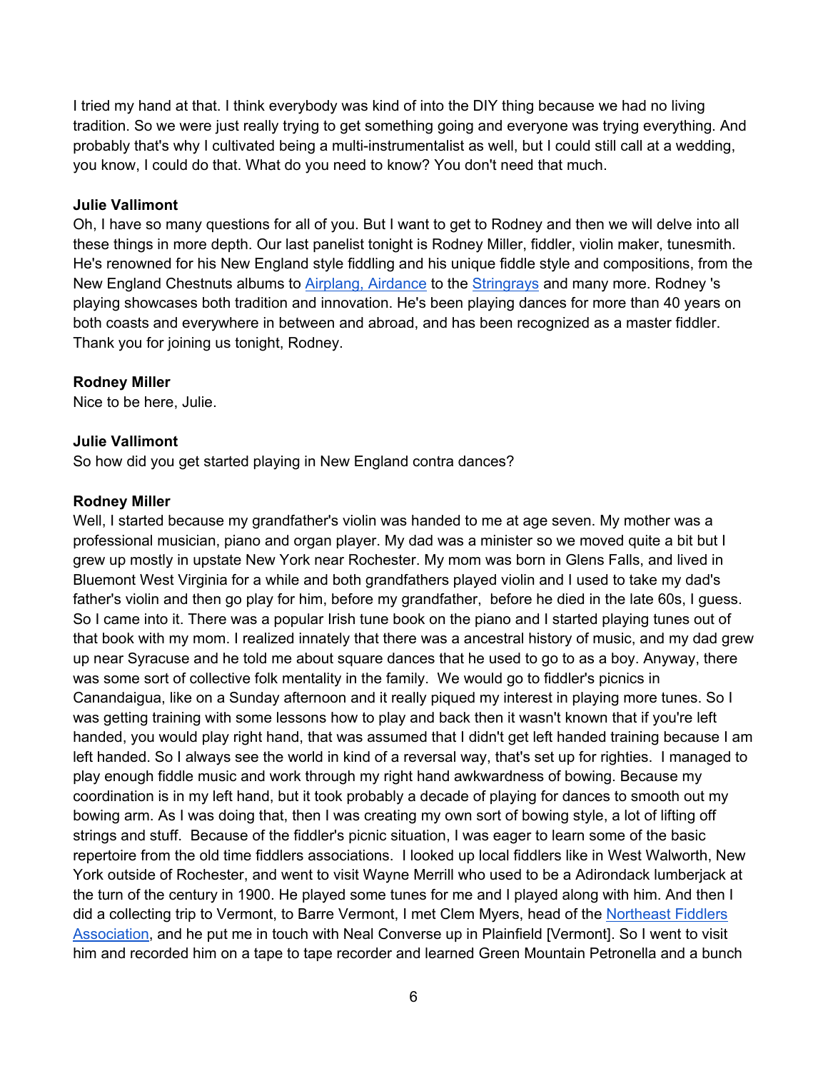I tried my hand at that. I think everybody was kind of into the DIY thing because we had no living tradition. So we were just really trying to get something going and everyone was trying everything. And probably that's why I cultivated being a multi-instrumentalist as well, but I could still call at a wedding, you know, I could do that. What do you need to know? You don't need that much.

**Julie Vallimont**
Oh, I have so many questions for all of you. But I want to get to Rodney and then we will delve into all these things in more depth. Our last panelist tonight is Rodney Miller, fiddler, violin maker, tunesmith. He's renowned for his New England style fiddling and his unique fiddle style and compositions, from the New England Chestnuts albums to Airplang, Airdance to the Stringrays and many more. Rodney 's playing showcases both tradition and innovation. He's been playing dances for more than 40 years on both coasts and everywhere in between and abroad, and has been recognized as a master fiddler. Thank you for joining us tonight, Rodney.

**Rodney Miller**
Nice to be here, Julie.

**Julie Vallimont**
So how did you get started playing in New England contra dances?

**Rodney Miller**
Well, I started because my grandfather's violin was handed to me at age seven. My mother was a professional musician, piano and organ player. My dad was a minister so we moved quite a bit but I grew up mostly in upstate New York near Rochester. My mom was born in Glens Falls, and lived in Bluemont West Virginia for a while and both grandfathers played violin and I used to take my dad's father's violin and then go play for him, before my grandfather, before he died in the late 60s, I guess. So I came into it. There was a popular Irish tune book on the piano and I started playing tunes out of that book with my mom. I realized innately that there was a ancestral history of music, and my dad grew up near Syracuse and he told me about square dances that he used to go to as a boy. Anyway, there was some sort of collective folk mentality in the family. We would go to fiddler's picnics in Canandaigua, like on a Sunday afternoon and it really piqued my interest in playing more tunes. So I was getting training with some lessons how to play and back then it wasn't known that if you're left handed, you would play right hand, that was assumed that I didn't get left handed training because I am left handed. So I always see the world in kind of a reversal way, that's set up for righties. I managed to play enough fiddle music and work through my right hand awkwardness of bowing. Because my coordination is in my left hand, but it took probably a decade of playing for dances to smooth out my bowing arm. As I was doing that, then I was creating my own sort of bowing style, a lot of lifting off strings and stuff. Because of the fiddler's picnic situation, I was eager to learn some of the basic repertoire from the old time fiddlers associations. I looked up local fiddlers like in West Walworth, New York outside of Rochester, and went to visit Wayne Merrill who used to be a Adirondack lumberjack at the turn of the century in 1900. He played some tunes for me and I played along with him. And then I did a collecting trip to Vermont, to Barre Vermont, I met Clem Myers, head of the Northeast Fiddlers Association, and he put me in touch with Neal Converse up in Plainfield [Vermont]. So I went to visit him and recorded him on a tape to tape recorder and learned Green Mountain Petronella and a bunch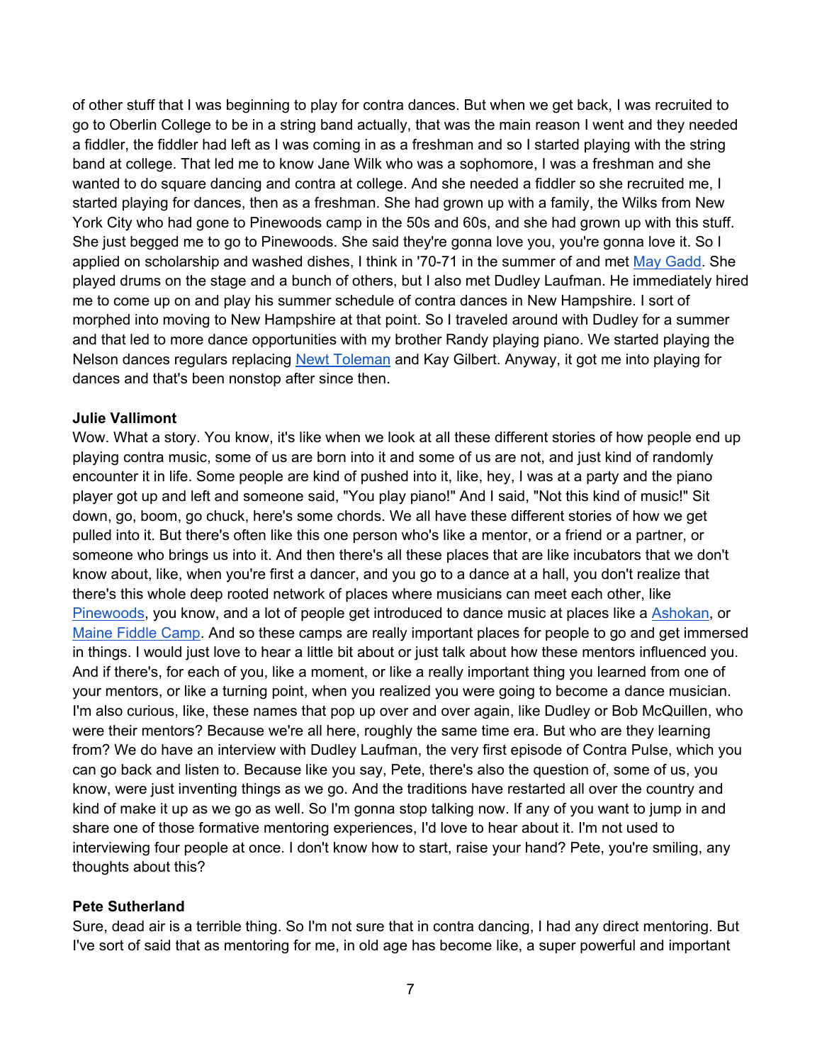of other stuff that I was beginning to play for contra dances. But when we get back, I was recruited to go to Oberlin College to be in a string band actually, that was the main reason I went and they needed a fiddler, the fiddler had left as I was coming in as a freshman and so I started playing with the string band at college. That led me to know Jane Wilk who was a sophomore, I was a freshman and she wanted to do square dancing and contra at college. And she needed a fiddler so she recruited me, I started playing for dances, then as a freshman. She had grown up with a family, the Wilks from New York City who had gone to Pinewoods camp in the 50s and 60s, and she had grown up with this stuff. She just begged me to go to Pinewoods. She said they're gonna love you, you're gonna love it. So I applied on scholarship and washed dishes, I think in '70-71 in the summer of and met May Gadd. She played drums on the stage and a bunch of others, but I also met Dudley Laufman. He immediately hired me to come up on and play his summer schedule of contra dances in New Hampshire. I sort of morphed into moving to New Hampshire at that point. So I traveled around with Dudley for a summer and that led to more dance opportunities with my brother Randy playing piano. We started playing the Nelson dances regulars replacing Newt Toleman and Kay Gilbert. Anyway, it got me into playing for dances and that's been nonstop after since then.

**Julie Vallimont**
Wow. What a story. You know, it's like when we look at all these different stories of how people end up playing contra music, some of us are born into it and some of us are not, and just kind of randomly encounter it in life. Some people are kind of pushed into it, like, hey, I was at a party and the piano player got up and left and someone said, "You play piano!" And I said, "Not this kind of music!" Sit down, go, boom, go chuck, here's some chords. We all have these different stories of how we get pulled into it. But there's often like this one person who's like a mentor, or a friend or a partner, or someone who brings us into it. And then there's all these places that are like incubators that we don't know about, like, when you're first a dancer, and you go to a dance at a hall, you don't realize that there's this whole deep rooted network of places where musicians can meet each other, like Pinewoods, you know, and a lot of people get introduced to dance music at places like a Ashokan, or Maine Fiddle Camp. And so these camps are really important places for people to go and get immersed in things. I would just love to hear a little bit about or just talk about how these mentors influenced you. And if there's, for each of you, like a moment, or like a really important thing you learned from one of your mentors, or like a turning point, when you realized you were going to become a dance musician. I'm also curious, like, these names that pop up over and over again, like Dudley or Bob McQuillen, who were their mentors? Because we're all here, roughly the same time era. But who are they learning from? We do have an interview with Dudley Laufman, the very first episode of Contra Pulse, which you can go back and listen to. Because like you say, Pete, there's also the question of, some of us, you know, were just inventing things as we go. And the traditions have restarted all over the country and kind of make it up as we go as well. So I'm gonna stop talking now. If any of you want to jump in and share one of those formative mentoring experiences, I'd love to hear about it. I'm not used to interviewing four people at once. I don't know how to start, raise your hand? Pete, you're smiling, any thoughts about this?

**Pete Sutherland**
Sure, dead air is a terrible thing. So I'm not sure that in contra dancing, I had any direct mentoring. But I've sort of said that as mentoring for me, in old age has become like, a super powerful and important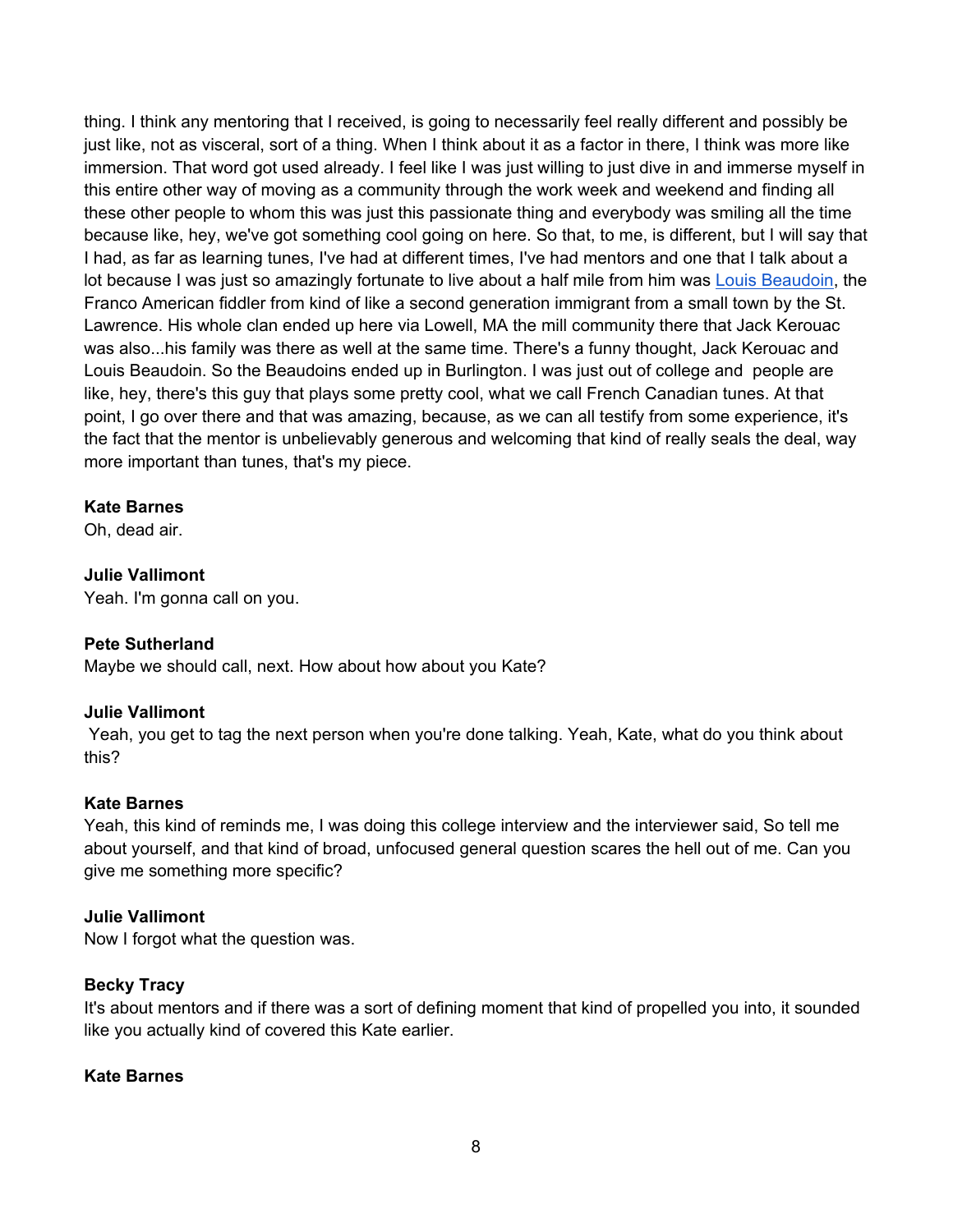thing. I think any mentoring that I received, is going to necessarily feel really different and possibly be just like, not as visceral, sort of a thing. When I think about it as a factor in there, I think was more like immersion. That word got used already. I feel like I was just willing to just dive in and immerse myself in this entire other way of moving as a community through the work week and weekend and finding all these other people to whom this was just this passionate thing and everybody was smiling all the time because like, hey, we've got something cool going on here. So that, to me, is different, but I will say that I had, as far as learning tunes, I've had at different times, I've had mentors and one that I talk about a lot because I was just so amazingly fortunate to live about a half mile from him was Louis Beaudoin, the Franco American fiddler from kind of like a second generation immigrant from a small town by the St. Lawrence. His whole clan ended up here via Lowell, MA the mill community there that Jack Kerouac was also...his family was there as well at the same time. There's a funny thought, Jack Kerouac and Louis Beaudoin. So the Beaudoins ended up in Burlington. I was just out of college and people are like, hey, there's this guy that plays some pretty cool, what we call French Canadian tunes. At that point, I go over there and that was amazing, because, as we can all testify from some experience, it's the fact that the mentor is unbelievably generous and welcoming that kind of really seals the deal, way more important than tunes, that's my piece.

**Kate Barnes**
Oh, dead air.

**Julie Vallimont**
Yeah. I'm gonna call on you.

**Pete Sutherland**
Maybe we should call, next. How about how about you Kate?

**Julie Vallimont**
Yeah, you get to tag the next person when you're done talking. Yeah, Kate, what do you think about this?

**Kate Barnes**
Yeah, this kind of reminds me, I was doing this college interview and the interviewer said, So tell me about yourself, and that kind of broad, unfocused general question scares the hell out of me. Can you give me something more specific?

**Julie Vallimont**
Now I forgot what the question was.

**Becky Tracy**
It's about mentors and if there was a sort of defining moment that kind of propelled you into, it sounded like you actually kind of covered this Kate earlier.

**Kate Barnes**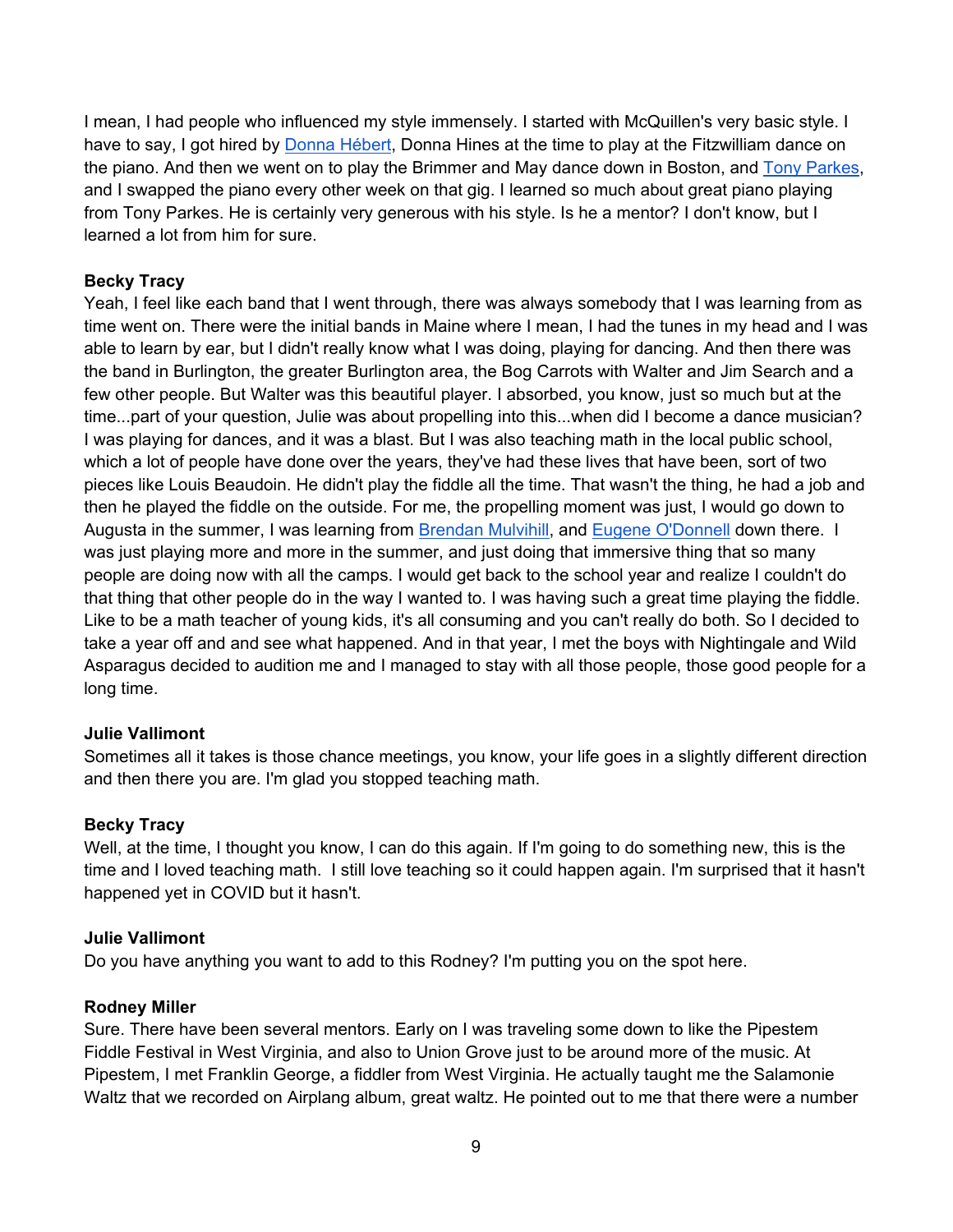I mean, I had people who influenced my style immensely. I started with McQuillen's very basic style. I have to say, I got hired by Donna Hébert, Donna Hines at the time to play at the Fitzwilliam dance on the piano. And then we went on to play the Brimmer and May dance down in Boston, and Tony Parkes, and I swapped the piano every other week on that gig. I learned so much about great piano playing from Tony Parkes. He is certainly very generous with his style. Is he a mentor? I don't know, but I learned a lot from him for sure.

**Becky Tracy**
Yeah, I feel like each band that I went through, there was always somebody that I was learning from as time went on. There were the initial bands in Maine where I mean, I had the tunes in my head and I was able to learn by ear, but I didn't really know what I was doing, playing for dancing. And then there was the band in Burlington, the greater Burlington area, the Bog Carrots with Walter and Jim Search and a few other people. But Walter was this beautiful player. I absorbed, you know, just so much but at the time...part of your question, Julie was about propelling into this...when did I become a dance musician? I was playing for dances, and it was a blast. But I was also teaching math in the local public school, which a lot of people have done over the years, they've had these lives that have been, sort of two pieces like Louis Beaudoin. He didn't play the fiddle all the time. That wasn't the thing, he had a job and then he played the fiddle on the outside. For me, the propelling moment was just, I would go down to Augusta in the summer, I was learning from Brendan Mulvihill, and Eugene O'Donnell down there. I was just playing more and more in the summer, and just doing that immersive thing that so many people are doing now with all the camps. I would get back to the school year and realize I couldn't do that thing that other people do in the way I wanted to. I was having such a great time playing the fiddle. Like to be a math teacher of young kids, it's all consuming and you can't really do both. So I decided to take a year off and and see what happened. And in that year, I met the boys with Nightingale and Wild Asparagus decided to audition me and I managed to stay with all those people, those good people for a long time.

**Julie Vallimont**
Sometimes all it takes is those chance meetings, you know, your life goes in a slightly different direction and then there you are. I'm glad you stopped teaching math.

**Becky Tracy**
Well, at the time, I thought you know, I can do this again. If I'm going to do something new, this is the time and I loved teaching math. I still love teaching so it could happen again. I'm surprised that it hasn't happened yet in COVID but it hasn't.

**Julie Vallimont**
Do you have anything you want to add to this Rodney? I'm putting you on the spot here.

**Rodney Miller**
Sure. There have been several mentors. Early on I was traveling some down to like the Pipestem Fiddle Festival in West Virginia, and also to Union Grove just to be around more of the music. At Pipestem, I met Franklin George, a fiddler from West Virginia. He actually taught me the Salamonie Waltz that we recorded on Airplang album, great waltz. He pointed out to me that there were a number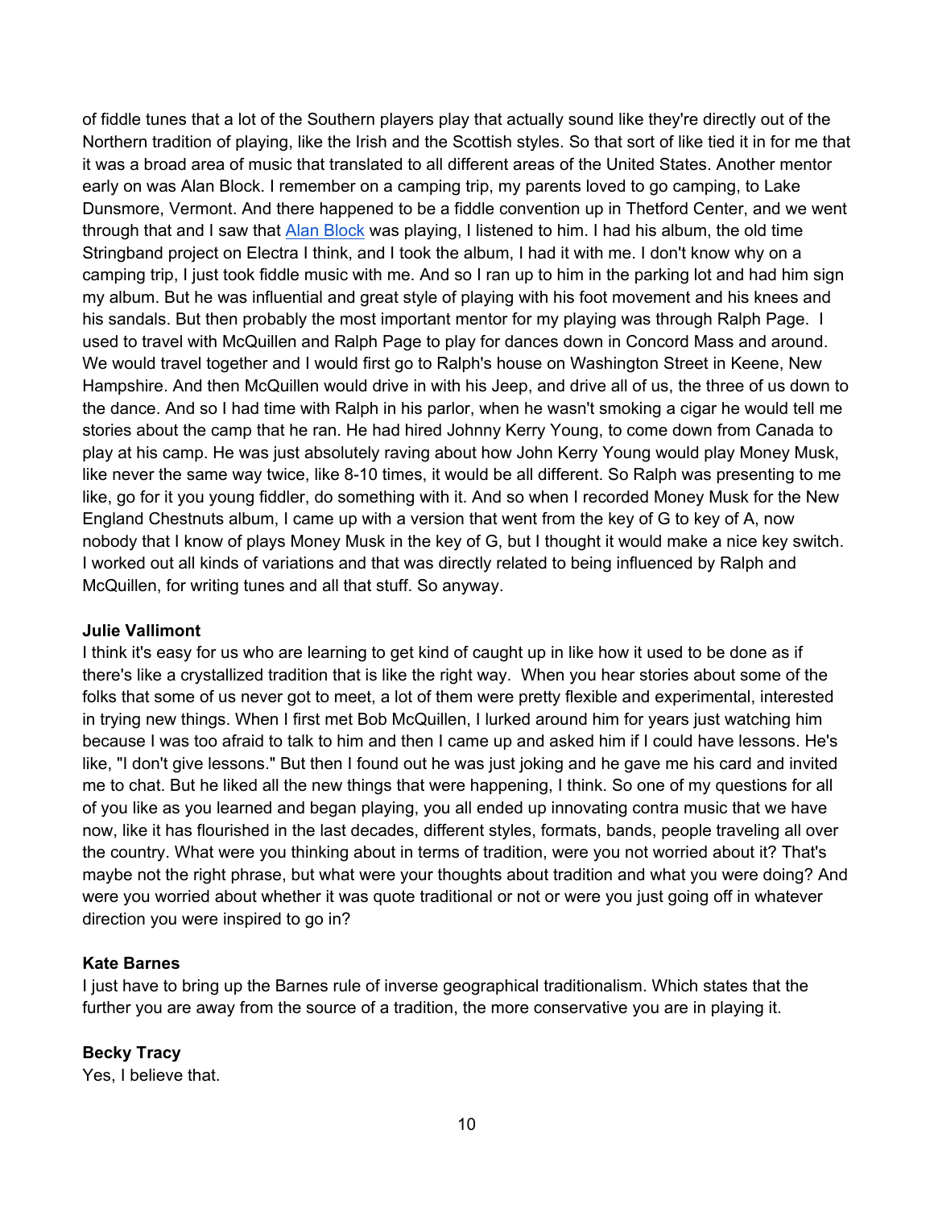of fiddle tunes that a lot of the Southern players play that actually sound like they're directly out of the Northern tradition of playing, like the Irish and the Scottish styles. So that sort of like tied it in for me that it was a broad area of music that translated to all different areas of the United States. Another mentor early on was Alan Block. I remember on a camping trip, my parents loved to go camping, to Lake Dunsmore, Vermont. And there happened to be a fiddle convention up in Thetford Center, and we went through that and I saw that Alan Block was playing, I listened to him. I had his album, the old time Stringband project on Electra I think, and I took the album, I had it with me. I don't know why on a camping trip, I just took fiddle music with me. And so I ran up to him in the parking lot and had him sign my album. But he was influential and great style of playing with his foot movement and his knees and his sandals. But then probably the most important mentor for my playing was through Ralph Page. I used to travel with McQuillen and Ralph Page to play for dances down in Concord Mass and around. We would travel together and I would first go to Ralph's house on Washington Street in Keene, New Hampshire. And then McQuillen would drive in with his Jeep, and drive all of us, the three of us down to the dance. And so I had time with Ralph in his parlor, when he wasn't smoking a cigar he would tell me stories about the camp that he ran. He had hired Johnny Kerry Young, to come down from Canada to play at his camp. He was just absolutely raving about how John Kerry Young would play Money Musk, like never the same way twice, like 8-10 times, it would be all different. So Ralph was presenting to me like, go for it you young fiddler, do something with it. And so when I recorded Money Musk for the New England Chestnuts album, I came up with a version that went from the key of G to key of A, now nobody that I know of plays Money Musk in the key of G, but I thought it would make a nice key switch. I worked out all kinds of variations and that was directly related to being influenced by Ralph and McQuillen, for writing tunes and all that stuff. So anyway.

**Julie Vallimont**
I think it's easy for us who are learning to get kind of caught up in like how it used to be done as if there's like a crystallized tradition that is like the right way. When you hear stories about some of the folks that some of us never got to meet, a lot of them were pretty flexible and experimental, interested in trying new things. When I first met Bob McQuillen, I lurked around him for years just watching him because I was too afraid to talk to him and then I came up and asked him if I could have lessons. He's like, "I don't give lessons." But then I found out he was just joking and he gave me his card and invited me to chat. But he liked all the new things that were happening, I think. So one of my questions for all of you like as you learned and began playing, you all ended up innovating contra music that we have now, like it has flourished in the last decades, different styles, formats, bands, people traveling all over the country. What were you thinking about in terms of tradition, were you not worried about it? That's maybe not the right phrase, but what were your thoughts about tradition and what you were doing? And were you worried about whether it was quote traditional or not or were you just going off in whatever direction you were inspired to go in?

**Kate Barnes**
I just have to bring up the Barnes rule of inverse geographical traditionalism. Which states that the further you are away from the source of a tradition, the more conservative you are in playing it.

**Becky Tracy**
Yes, I believe that.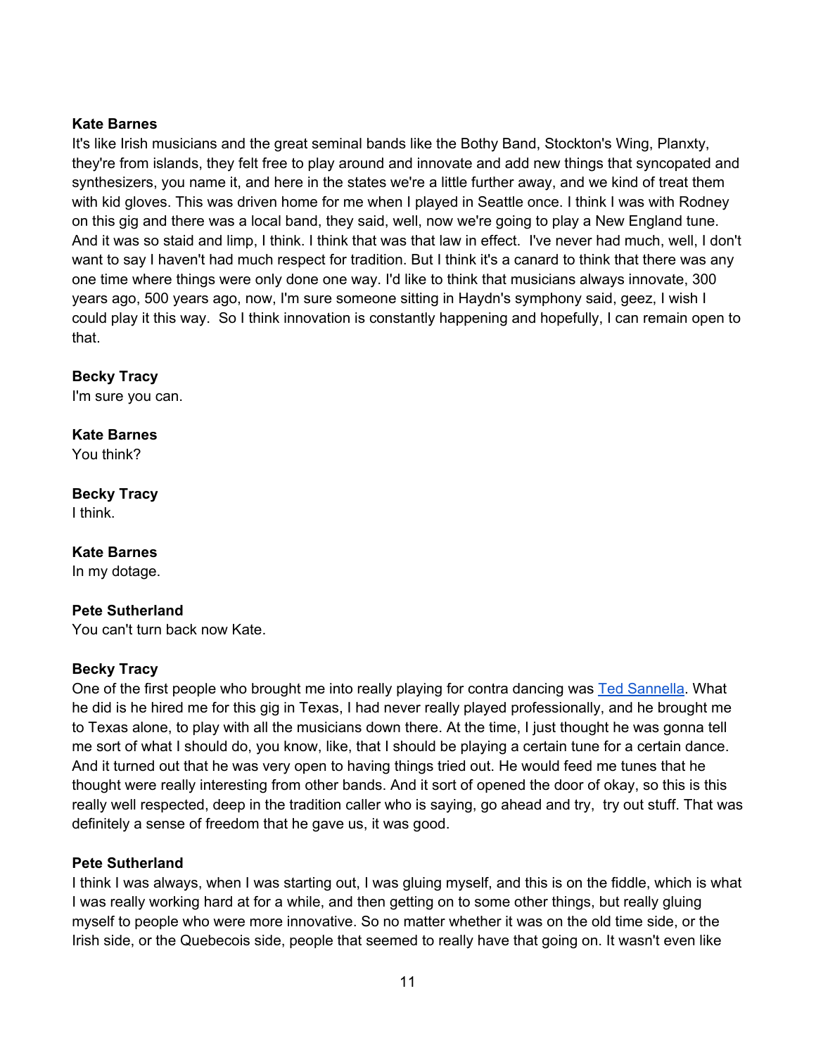**Kate Barnes**
It's like Irish musicians and the great seminal bands like the Bothy Band, Stockton's Wing, Planxty, they're from islands, they felt free to play around and innovate and add new things that syncopated and synthesizers, you name it, and here in the states we're a little further away, and we kind of treat them with kid gloves. This was driven home for me when I played in Seattle once. I think I was with Rodney on this gig and there was a local band, they said, well, now we're going to play a New England tune. And it was so staid and limp, I think. I think that was that law in effect.  I've never had much, well, I don't want to say I haven't had much respect for tradition. But I think it's a canard to think that there was any one time where things were only done one way. I'd like to think that musicians always innovate, 300 years ago, 500 years ago, now, I'm sure someone sitting in Haydn's symphony said, geez, I wish I could play it this way.  So I think innovation is constantly happening and hopefully, I can remain open to that.

**Becky Tracy**
I'm sure you can.

**Kate Barnes**
You think?

**Becky Tracy**
I think.

**Kate Barnes**
In my dotage.

**Pete Sutherland**
You can't turn back now Kate.

**Becky Tracy**
One of the first people who brought me into really playing for contra dancing was [Ted Sannella](). What he did is he hired me for this gig in Texas, I had never really played professionally, and he brought me to Texas alone, to play with all the musicians down there. At the time, I just thought he was gonna tell me sort of what I should do, you know, like, that I should be playing a certain tune for a certain dance. And it turned out that he was very open to having things tried out. He would feed me tunes that he thought were really interesting from other bands. And it sort of opened the door of okay, so this is this really well respected, deep in the tradition caller who is saying, go ahead and try,  try out stuff. That was definitely a sense of freedom that he gave us, it was good.

**Pete Sutherland**
I think I was always, when I was starting out, I was gluing myself, and this is on the fiddle, which is what I was really working hard at for a while, and then getting on to some other things, but really gluing myself to people who were more innovative. So no matter whether it was on the old time side, or the Irish side, or the Quebecois side, people that seemed to really have that going on. It wasn't even like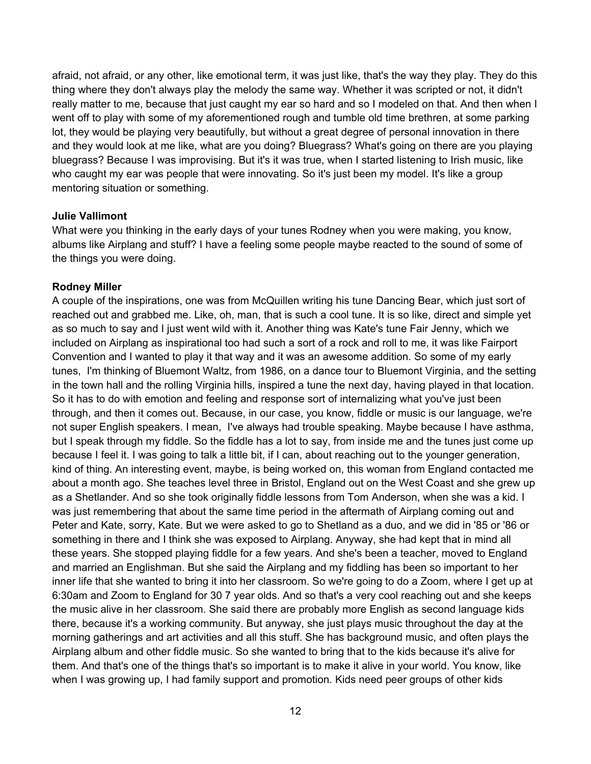afraid, not afraid, or any other, like emotional term, it was just like, that's the way they play. They do this thing where they don't always play the melody the same way. Whether it was scripted or not, it didn't really matter to me, because that just caught my ear so hard and so I modeled on that. And then when I went off to play with some of my aforementioned rough and tumble old time brethren, at some parking lot, they would be playing very beautifully, but without a great degree of personal innovation in there and they would look at me like, what are you doing? Bluegrass? What's going on there are you playing bluegrass? Because I was improvising. But it's it was true, when I started listening to Irish music, like who caught my ear was people that were innovating. So it's just been my model. It's like a group mentoring situation or something.

**Julie Vallimont**
What were you thinking in the early days of your tunes Rodney when you were making, you know, albums like Airplang and stuff? I have a feeling some people maybe reacted to the sound of some of the things you were doing.

**Rodney Miller**
A couple of the inspirations, one was from McQuillen writing his tune Dancing Bear, which just sort of reached out and grabbed me. Like, oh, man, that is such a cool tune. It is so like, direct and simple yet as so much to say and I just went wild with it. Another thing was Kate's tune Fair Jenny, which we included on Airplang as inspirational too had such a sort of a rock and roll to me, it was like Fairport Convention and I wanted to play it that way and it was an awesome addition. So some of my early tunes, I'm thinking of Bluemont Waltz, from 1986, on a dance tour to Bluemont Virginia, and the setting in the town hall and the rolling Virginia hills, inspired a tune the next day, having played in that location. So it has to do with emotion and feeling and response sort of internalizing what you've just been through, and then it comes out. Because, in our case, you know, fiddle or music is our language, we're not super English speakers. I mean, I've always had trouble speaking. Maybe because I have asthma, but I speak through my fiddle. So the fiddle has a lot to say, from inside me and the tunes just come up because I feel it. I was going to talk a little bit, if I can, about reaching out to the younger generation, kind of thing. An interesting event, maybe, is being worked on, this woman from England contacted me about a month ago. She teaches level three in Bristol, England out on the West Coast and she grew up as a Shetlander. And so she took originally fiddle lessons from Tom Anderson, when she was a kid. I was just remembering that about the same time period in the aftermath of Airplang coming out and Peter and Kate, sorry, Kate. But we were asked to go to Shetland as a duo, and we did in '85 or '86 or something in there and I think she was exposed to Airplang. Anyway, she had kept that in mind all these years. She stopped playing fiddle for a few years. And she's been a teacher, moved to England and married an Englishman. But she said the Airplang and my fiddling has been so important to her inner life that she wanted to bring it into her classroom. So we're going to do a Zoom, where I get up at 6:30am and Zoom to England for 30 7 year olds. And so that's a very cool reaching out and she keeps the music alive in her classroom. She said there are probably more English as second language kids there, because it's a working community. But anyway, she just plays music throughout the day at the morning gatherings and art activities and all this stuff. She has background music, and often plays the Airplang album and other fiddle music. So she wanted to bring that to the kids because it's alive for them. And that's one of the things that's so important is to make it alive in your world. You know, like when I was growing up, I had family support and promotion. Kids need peer groups of other kids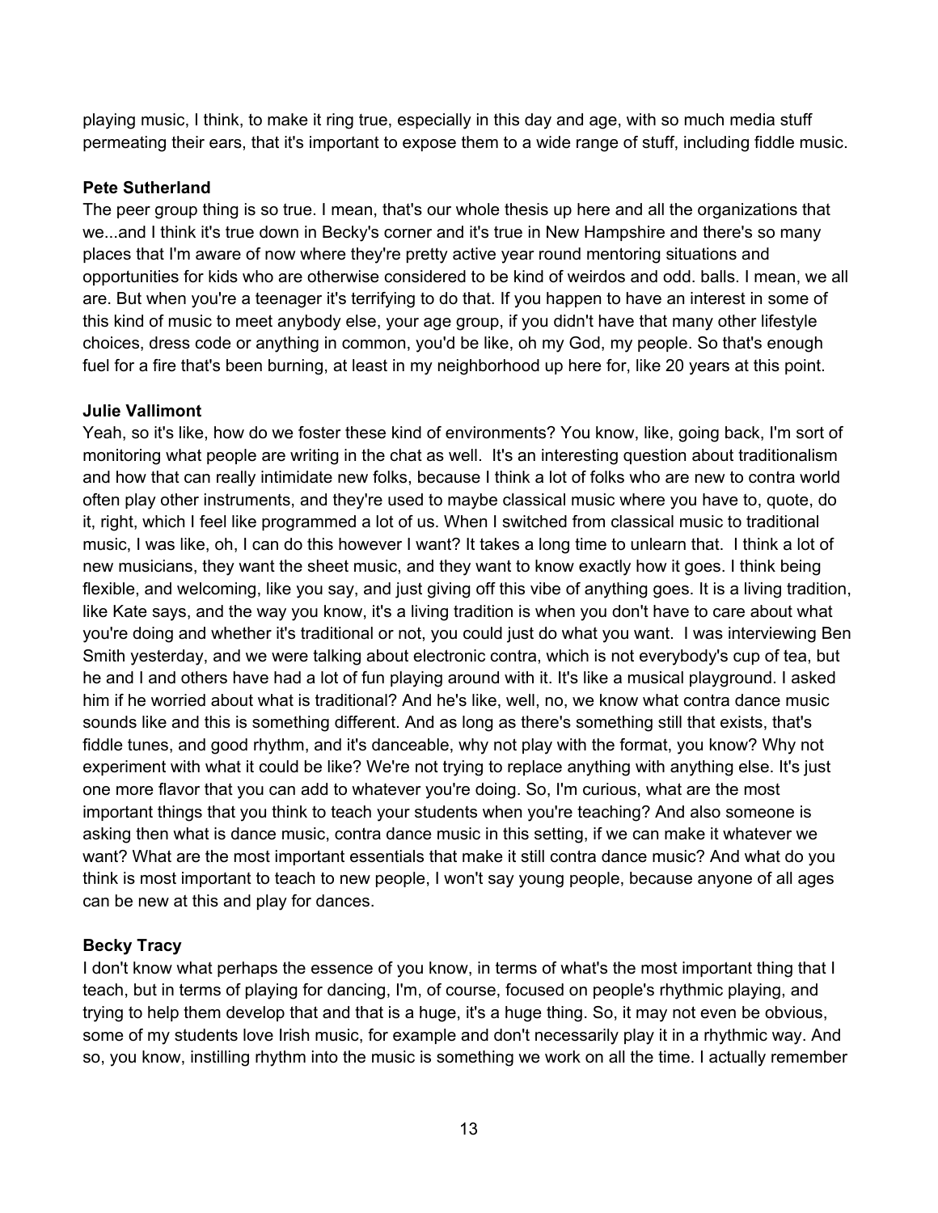playing music, I think, to make it ring true, especially in this day and age, with so much media stuff permeating their ears, that it's important to expose them to a wide range of stuff, including fiddle music.

**Pete Sutherland**

The peer group thing is so true. I mean, that's our whole thesis up here and all the organizations that we...and I think it's true down in Becky's corner and it's true in New Hampshire and there's so many places that I'm aware of now where they're pretty active year round mentoring situations and opportunities for kids who are otherwise considered to be kind of weirdos and odd. balls. I mean, we all are. But when you're a teenager it's terrifying to do that. If you happen to have an interest in some of this kind of music to meet anybody else, your age group, if you didn't have that many other lifestyle choices, dress code or anything in common, you'd be like, oh my God, my people. So that's enough fuel for a fire that's been burning, at least in my neighborhood up here for, like 20 years at this point.

**Julie Vallimont**

Yeah, so it's like, how do we foster these kind of environments? You know, like, going back, I'm sort of monitoring what people are writing in the chat as well. It's an interesting question about traditionalism and how that can really intimidate new folks, because I think a lot of folks who are new to contra world often play other instruments, and they're used to maybe classical music where you have to, quote, do it, right, which I feel like programmed a lot of us. When I switched from classical music to traditional music, I was like, oh, I can do this however I want? It takes a long time to unlearn that. I think a lot of new musicians, they want the sheet music, and they want to know exactly how it goes. I think being flexible, and welcoming, like you say, and just giving off this vibe of anything goes. It is a living tradition, like Kate says, and the way you know, it's a living tradition is when you don't have to care about what you're doing and whether it's traditional or not, you could just do what you want. I was interviewing Ben Smith yesterday, and we were talking about electronic contra, which is not everybody's cup of tea, but he and I and others have had a lot of fun playing around with it. It's like a musical playground. I asked him if he worried about what is traditional? And he's like, well, no, we know what contra dance music sounds like and this is something different. And as long as there's something still that exists, that's fiddle tunes, and good rhythm, and it's danceable, why not play with the format, you know? Why not experiment with what it could be like? We're not trying to replace anything with anything else. It's just one more flavor that you can add to whatever you're doing. So, I'm curious, what are the most important things that you think to teach your students when you're teaching? And also someone is asking then what is dance music, contra dance music in this setting, if we can make it whatever we want? What are the most important essentials that make it still contra dance music? And what do you think is most important to teach to new people, I won't say young people, because anyone of all ages can be new at this and play for dances.

**Becky Tracy**

I don't know what perhaps the essence of you know, in terms of what's the most important thing that I teach, but in terms of playing for dancing, I'm, of course, focused on people's rhythmic playing, and trying to help them develop that and that is a huge, it's a huge thing. So, it may not even be obvious, some of my students love Irish music, for example and don't necessarily play it in a rhythmic way. And so, you know, instilling rhythm into the music is something we work on all the time. I actually remember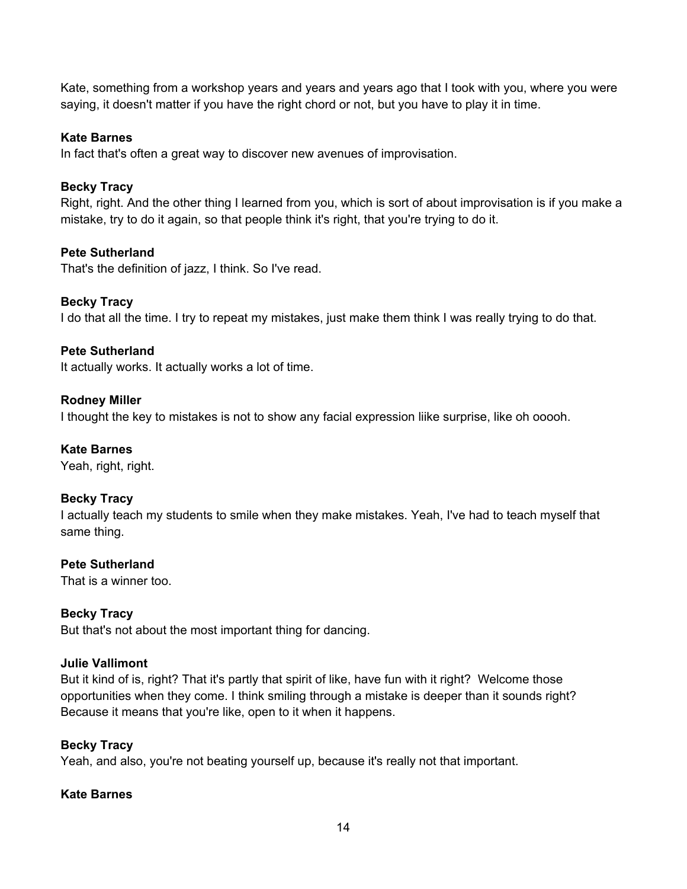Kate, something from a workshop years and years and years ago that I took with you, where you were saying, it doesn't matter if you have the right chord or not, but you have to play it in time.

**Kate Barnes**
In fact that's often a great way to discover new avenues of improvisation.

**Becky Tracy**
Right, right. And the other thing I learned from you, which is sort of about improvisation is if you make a mistake, try to do it again, so that people think it's right, that you're trying to do it.

**Pete Sutherland**
That's the definition of jazz, I think. So I've read.

**Becky Tracy**
I do that all the time. I try to repeat my mistakes, just make them think I was really trying to do that.

**Pete Sutherland**
It actually works. It actually works a lot of time.

**Rodney Miller**
I thought the key to mistakes is not to show any facial expression liike surprise, like oh ooooh.

**Kate Barnes**
Yeah, right, right.

**Becky Tracy**
I actually teach my students to smile when they make mistakes. Yeah, I've had to teach myself that same thing.

**Pete Sutherland**
That is a winner too.

**Becky Tracy**
But that's not about the most important thing for dancing.

**Julie Vallimont**
But it kind of is, right? That it's partly that spirit of like, have fun with it right? Welcome those opportunities when they come. I think smiling through a mistake is deeper than it sounds right? Because it means that you're like, open to it when it happens.

**Becky Tracy**
Yeah, and also, you're not beating yourself up, because it's really not that important.

**Kate Barnes**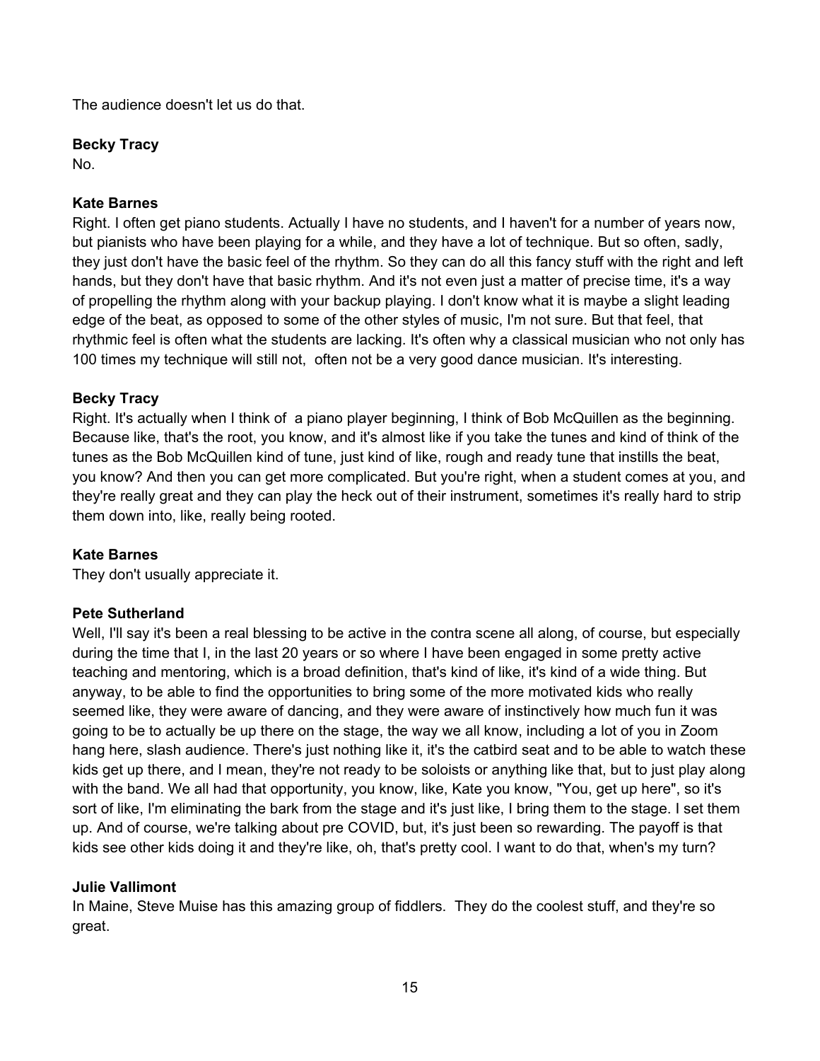The audience doesn't let us do that.

**Becky Tracy**
No.

**Kate Barnes**
Right. I often get piano students. Actually I have no students, and I haven't for a number of years now, but pianists who have been playing for a while, and they have a lot of technique. But so often, sadly, they just don't have the basic feel of the rhythm. So they can do all this fancy stuff with the right and left hands, but they don't have that basic rhythm. And it's not even just a matter of precise time, it's a way of propelling the rhythm along with your backup playing. I don't know what it is maybe a slight leading edge of the beat, as opposed to some of the other styles of music, I'm not sure. But that feel, that rhythmic feel is often what the students are lacking. It's often why a classical musician who not only has 100 times my technique will still not, often not be a very good dance musician. It's interesting.

**Becky Tracy**
Right. It's actually when I think of a piano player beginning, I think of Bob McQuillen as the beginning. Because like, that's the root, you know, and it's almost like if you take the tunes and kind of think of the tunes as the Bob McQuillen kind of tune, just kind of like, rough and ready tune that instills the beat, you know? And then you can get more complicated. But you're right, when a student comes at you, and they're really great and they can play the heck out of their instrument, sometimes it's really hard to strip them down into, like, really being rooted.

**Kate Barnes**
They don't usually appreciate it.

**Pete Sutherland**
Well, I'll say it's been a real blessing to be active in the contra scene all along, of course, but especially during the time that I, in the last 20 years or so where I have been engaged in some pretty active teaching and mentoring, which is a broad definition, that's kind of like, it's kind of a wide thing. But anyway, to be able to find the opportunities to bring some of the more motivated kids who really seemed like, they were aware of dancing, and they were aware of instinctively how much fun it was going to be to actually be up there on the stage, the way we all know, including a lot of you in Zoom hang here, slash audience. There's just nothing like it, it's the catbird seat and to be able to watch these kids get up there, and I mean, they're not ready to be soloists or anything like that, but to just play along with the band. We all had that opportunity, you know, like, Kate you know, "You, get up here", so it's sort of like, I'm eliminating the bark from the stage and it's just like, I bring them to the stage. I set them up. And of course, we're talking about pre COVID, but, it's just been so rewarding. The payoff is that kids see other kids doing it and they're like, oh, that's pretty cool. I want to do that, when's my turn?

**Julie Vallimont**
In Maine, Steve Muise has this amazing group of fiddlers. They do the coolest stuff, and they're so great.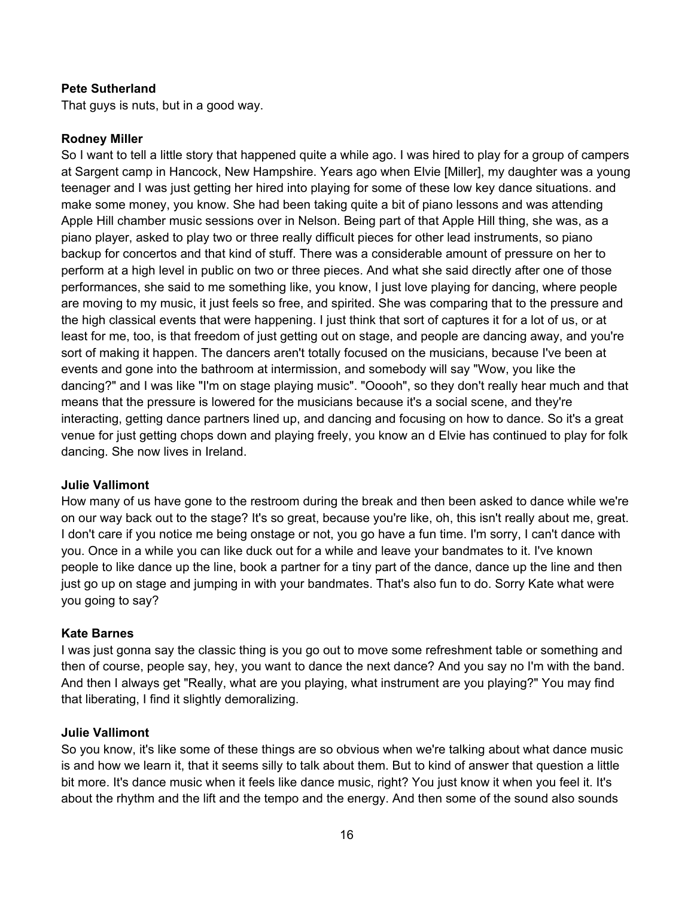**Pete Sutherland**
That guys is nuts, but in a good way.

**Rodney Miller**
So I want to tell a little story that happened quite a while ago. I was hired to play for a group of campers at Sargent camp in Hancock, New Hampshire. Years ago when Elvie [Miller], my daughter was a young teenager and I was just getting her hired into playing for some of these low key dance situations. and make some money, you know. She had been taking quite a bit of piano lessons and was attending Apple Hill chamber music sessions over in Nelson. Being part of that Apple Hill thing, she was, as a piano player, asked to play two or three really difficult pieces for other lead instruments, so piano backup for concertos and that kind of stuff. There was a considerable amount of pressure on her to perform at a high level in public on two or three pieces. And what she said directly after one of those performances, she said to me something like, you know, I just love playing for dancing, where people are moving to my music, it just feels so free, and spirited. She was comparing that to the pressure and the high classical events that were happening. I just think that sort of captures it for a lot of us, or at least for me, too, is that freedom of just getting out on stage, and people are dancing away, and you're sort of making it happen. The dancers aren't totally focused on the musicians, because I've been at events and gone into the bathroom at intermission, and somebody will say "Wow, you like the dancing?" and I was like "I'm on stage playing music". "Ooooh", so they don't really hear much and that means that the pressure is lowered for the musicians because it's a social scene, and they're interacting, getting dance partners lined up, and dancing and focusing on how to dance. So it's a great venue for just getting chops down and playing freely, you know an d Elvie has continued to play for folk dancing. She now lives in Ireland.

**Julie Vallimont**
How many of us have gone to the restroom during the break and then been asked to dance while we're on our way back out to the stage? It's so great, because you're like, oh, this isn't really about me, great. I don't care if you notice me being onstage or not, you go have a fun time. I'm sorry, I can't dance with you. Once in a while you can like duck out for a while and leave your bandmates to it. I've known people to like dance up the line, book a partner for a tiny part of the dance, dance up the line and then just go up on stage and jumping in with your bandmates. That's also fun to do. Sorry Kate what were you going to say?

**Kate Barnes**
I was just gonna say the classic thing is you go out to move some refreshment table or something and then of course, people say, hey, you want to dance the next dance? And you say no I'm with the band. And then I always get "Really, what are you playing, what instrument are you playing?" You may find that liberating, I find it slightly demoralizing.

**Julie Vallimont**
So you know, it's like some of these things are so obvious when we're talking about what dance music is and how we learn it, that it seems silly to talk about them. But to kind of answer that question a little bit more. It's dance music when it feels like dance music, right? You just know it when you feel it. It's about the rhythm and the lift and the tempo and the energy. And then some of the sound also sounds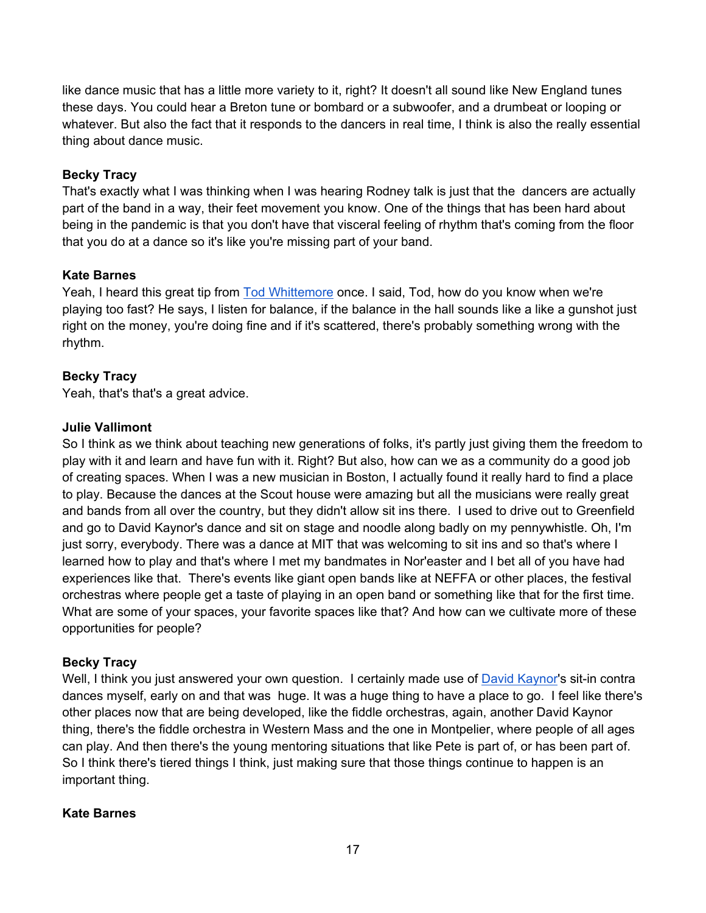like dance music that has a little more variety to it, right? It doesn't all sound like New England tunes these days. You could hear a Breton tune or bombard or a subwoofer, and a drumbeat or looping or whatever. But also the fact that it responds to the dancers in real time, I think is also the really essential thing about dance music.

**Becky Tracy**
That's exactly what I was thinking when I was hearing Rodney talk is just that the  dancers are actually part of the band in a way, their feet movement you know. One of the things that has been hard about being in the pandemic is that you don't have that visceral feeling of rhythm that's coming from the floor that you do at a dance so it's like you're missing part of your band.

**Kate Barnes**
Yeah, I heard this great tip from Tod Whittemore once. I said, Tod, how do you know when we're playing too fast? He says, I listen for balance, if the balance in the hall sounds like a like a gunshot just right on the money, you're doing fine and if it's scattered, there's probably something wrong with the rhythm.

**Becky Tracy**
Yeah, that's that's a great advice.

**Julie Vallimont**
So I think as we think about teaching new generations of folks, it's partly just giving them the freedom to play with it and learn and have fun with it. Right? But also, how can we as a community do a good job of creating spaces. When I was a new musician in Boston, I actually found it really hard to find a place to play. Because the dances at the Scout house were amazing but all the musicians were really great and bands from all over the country, but they didn't allow sit ins there.  I used to drive out to Greenfield and go to David Kaynor's dance and sit on stage and noodle along badly on my pennywhistle. Oh, I'm just sorry, everybody. There was a dance at MIT that was welcoming to sit ins and so that's where I learned how to play and that's where I met my bandmates in Nor'easter and I bet all of you have had experiences like that.  There's events like giant open bands like at NEFFA or other places, the festival orchestras where people get a taste of playing in an open band or something like that for the first time. What are some of your spaces, your favorite spaces like that? And how can we cultivate more of these opportunities for people?

**Becky Tracy**
Well, I think you just answered your own question.  I certainly made use of David Kaynor's sit-in contra dances myself, early on and that was  huge. It was a huge thing to have a place to go.  I feel like there's other places now that are being developed, like the fiddle orchestras, again, another David Kaynor thing, there's the fiddle orchestra in Western Mass and the one in Montpelier, where people of all ages can play. And then there's the young mentoring situations that like Pete is part of, or has been part of. So I think there's tiered things I think, just making sure that those things continue to happen is an important thing.

**Kate Barnes**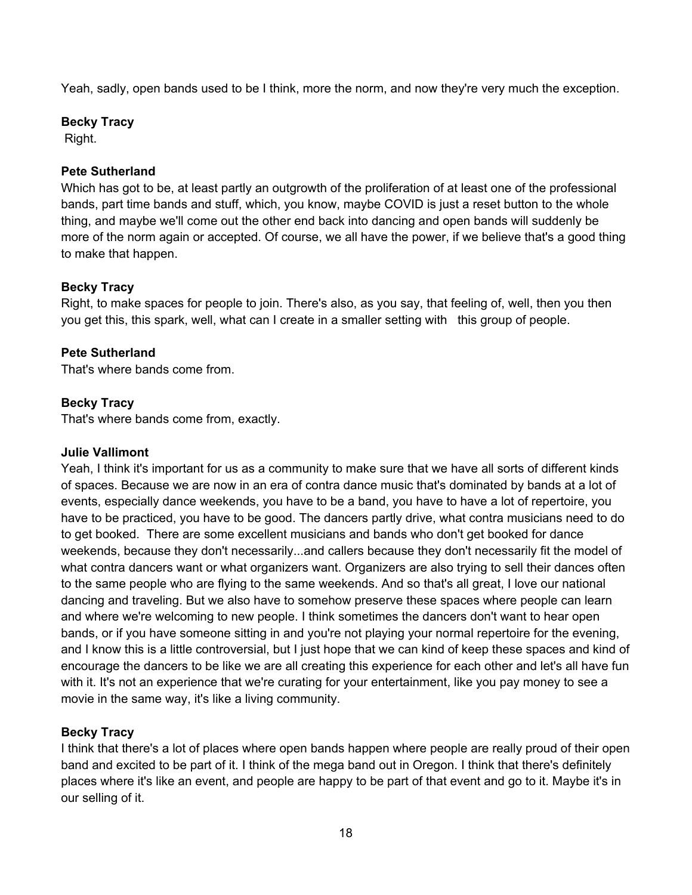Yeah, sadly, open bands used to be I think, more the norm, and now they're very much the exception.

**Becky Tracy**
Right.

**Pete Sutherland**
Which has got to be, at least partly an outgrowth of the proliferation of at least one of the professional bands, part time bands and stuff, which, you know, maybe COVID is just a reset button to the whole thing, and maybe we'll come out the other end back into dancing and open bands will suddenly be more of the norm again or accepted. Of course, we all have the power, if we believe that's a good thing to make that happen.

**Becky Tracy**
Right, to make spaces for people to join. There's also, as you say, that feeling of, well, then you then you get this, this spark, well, what can I create in a smaller setting with this group of people.

**Pete Sutherland**
That's where bands come from.

**Becky Tracy**
That's where bands come from, exactly.

**Julie Vallimont**
Yeah, I think it's important for us as a community to make sure that we have all sorts of different kinds of spaces. Because we are now in an era of contra dance music that's dominated by bands at a lot of events, especially dance weekends, you have to be a band, you have to have a lot of repertoire, you have to be practiced, you have to be good. The dancers partly drive, what contra musicians need to do to get booked. There are some excellent musicians and bands who don't get booked for dance weekends, because they don't necessarily...and callers because they don't necessarily fit the model of what contra dancers want or what organizers want. Organizers are also trying to sell their dances often to the same people who are flying to the same weekends. And so that's all great, I love our national dancing and traveling. But we also have to somehow preserve these spaces where people can learn and where we're welcoming to new people. I think sometimes the dancers don't want to hear open bands, or if you have someone sitting in and you're not playing your normal repertoire for the evening, and I know this is a little controversial, but I just hope that we can kind of keep these spaces and kind of encourage the dancers to be like we are all creating this experience for each other and let's all have fun with it. It's not an experience that we're curating for your entertainment, like you pay money to see a movie in the same way, it's like a living community.

**Becky Tracy**
I think that there's a lot of places where open bands happen where people are really proud of their open band and excited to be part of it. I think of the mega band out in Oregon. I think that there's definitely places where it's like an event, and people are happy to be part of that event and go to it. Maybe it's in our selling of it.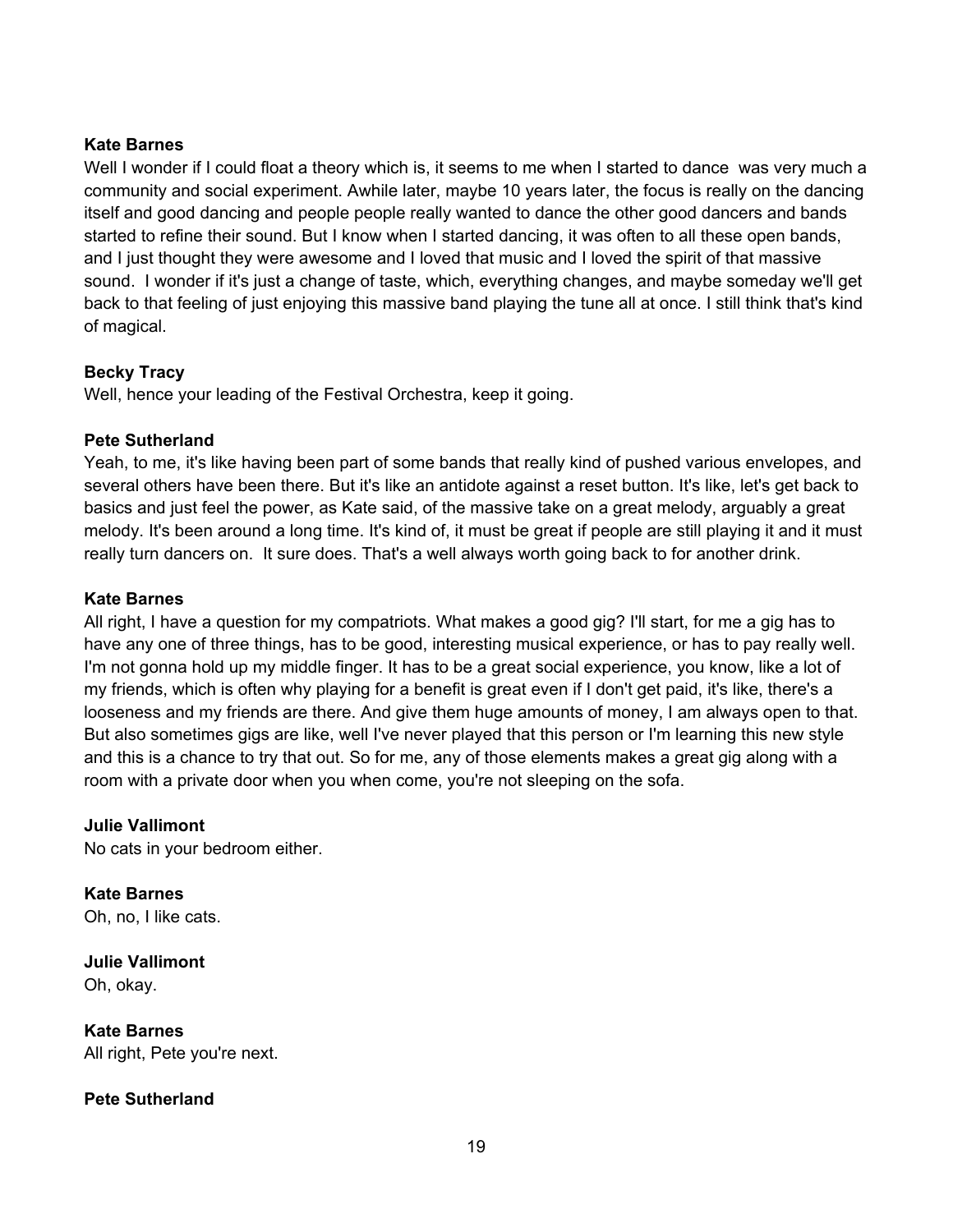**Kate Barnes**
Well I wonder if I could float a theory which is, it seems to me when I started to dance  was very much a community and social experiment. Awhile later, maybe 10 years later, the focus is really on the dancing itself and good dancing and people people really wanted to dance the other good dancers and bands started to refine their sound. But I know when I started dancing, it was often to all these open bands, and I just thought they were awesome and I loved that music and I loved the spirit of that massive sound.  I wonder if it's just a change of taste, which, everything changes, and maybe someday we'll get back to that feeling of just enjoying this massive band playing the tune all at once. I still think that's kind of magical.

**Becky Tracy**
Well, hence your leading of the Festival Orchestra, keep it going.

**Pete Sutherland**
Yeah, to me, it's like having been part of some bands that really kind of pushed various envelopes, and several others have been there. But it's like an antidote against a reset button. It's like, let's get back to basics and just feel the power, as Kate said, of the massive take on a great melody, arguably a great melody. It's been around a long time. It's kind of, it must be great if people are still playing it and it must really turn dancers on.  It sure does. That's a well always worth going back to for another drink.

**Kate Barnes**
All right, I have a question for my compatriots. What makes a good gig? I'll start, for me a gig has to have any one of three things, has to be good, interesting musical experience, or has to pay really well. I'm not gonna hold up my middle finger. It has to be a great social experience, you know, like a lot of my friends, which is often why playing for a benefit is great even if I don't get paid, it's like, there's a looseness and my friends are there. And give them huge amounts of money, I am always open to that. But also sometimes gigs are like, well I've never played that this person or I'm learning this new style and this is a chance to try that out. So for me, any of those elements makes a great gig along with a room with a private door when you when come, you're not sleeping on the sofa.

**Julie Vallimont**
No cats in your bedroom either.

**Kate Barnes**
Oh, no, I like cats.

**Julie Vallimont**
Oh, okay.

**Kate Barnes**
All right, Pete you're next.

**Pete Sutherland**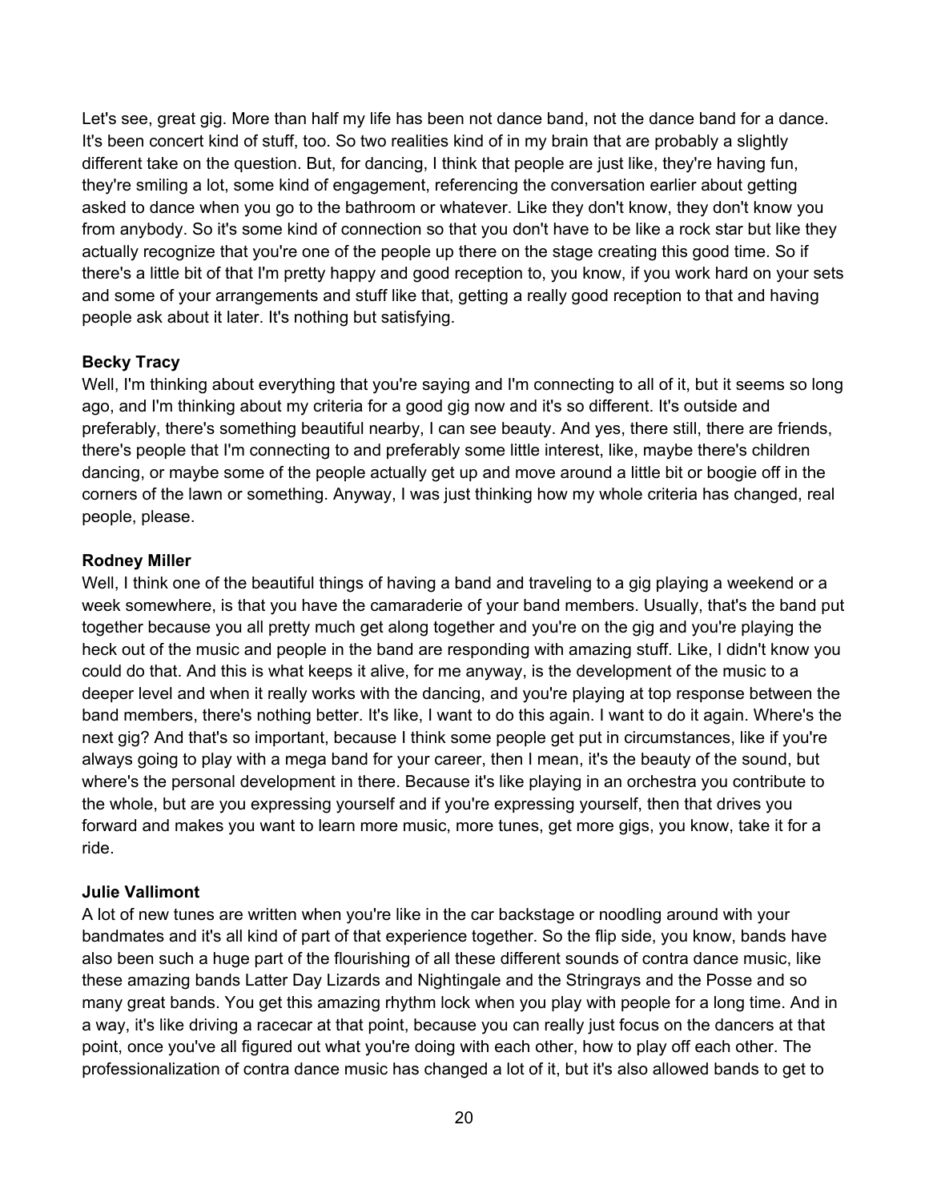Let's see, great gig. More than half my life has been not dance band, not the dance band for a dance. It's been concert kind of stuff, too. So two realities kind of in my brain that are probably a slightly different take on the question. But, for dancing, I think that people are just like, they're having fun, they're smiling a lot, some kind of engagement, referencing the conversation earlier about getting asked to dance when you go to the bathroom or whatever. Like they don't know, they don't know you from anybody. So it's some kind of connection so that you don't have to be like a rock star but like they actually recognize that you're one of the people up there on the stage creating this good time. So if there's a little bit of that I'm pretty happy and good reception to, you know, if you work hard on your sets and some of your arrangements and stuff like that, getting a really good reception to that and having people ask about it later. It's nothing but satisfying.

**Becky Tracy**
Well, I'm thinking about everything that you're saying and I'm connecting to all of it, but it seems so long ago, and I'm thinking about my criteria for a good gig now and it's so different. It's outside and preferably, there's something beautiful nearby, I can see beauty. And yes, there still, there are friends, there's people that I'm connecting to and preferably some little interest, like, maybe there's children dancing, or maybe some of the people actually get up and move around a little bit or boogie off in the corners of the lawn or something. Anyway, I was just thinking how my whole criteria has changed, real people, please.

**Rodney Miller**
Well, I think one of the beautiful things of having a band and traveling to a gig playing a weekend or a week somewhere, is that you have the camaraderie of your band members. Usually, that's the band put together because you all pretty much get along together and you're on the gig and you're playing the heck out of the music and people in the band are responding with amazing stuff. Like, I didn't know you could do that. And this is what keeps it alive, for me anyway, is the development of the music to a deeper level and when it really works with the dancing, and you're playing at top response between the band members, there's nothing better. It's like, I want to do this again. I want to do it again. Where's the next gig? And that's so important, because I think some people get put in circumstances, like if you're always going to play with a mega band for your career, then I mean, it's the beauty of the sound, but where's the personal development in there. Because it's like playing in an orchestra you contribute to the whole, but are you expressing yourself and if you're expressing yourself, then that drives you forward and makes you want to learn more music, more tunes, get more gigs, you know, take it for a ride.

**Julie Vallimont**
A lot of new tunes are written when you're like in the car backstage or noodling around with your bandmates and it's all kind of part of that experience together. So the flip side, you know, bands have also been such a huge part of the flourishing of all these different sounds of contra dance music, like these amazing bands Latter Day Lizards and Nightingale and the Stringrays and the Posse and so many great bands. You get this amazing rhythm lock when you play with people for a long time. And in a way, it's like driving a racecar at that point, because you can really just focus on the dancers at that point, once you've all figured out what you're doing with each other, how to play off each other. The professionalization of contra dance music has changed a lot of it, but it's also allowed bands to get to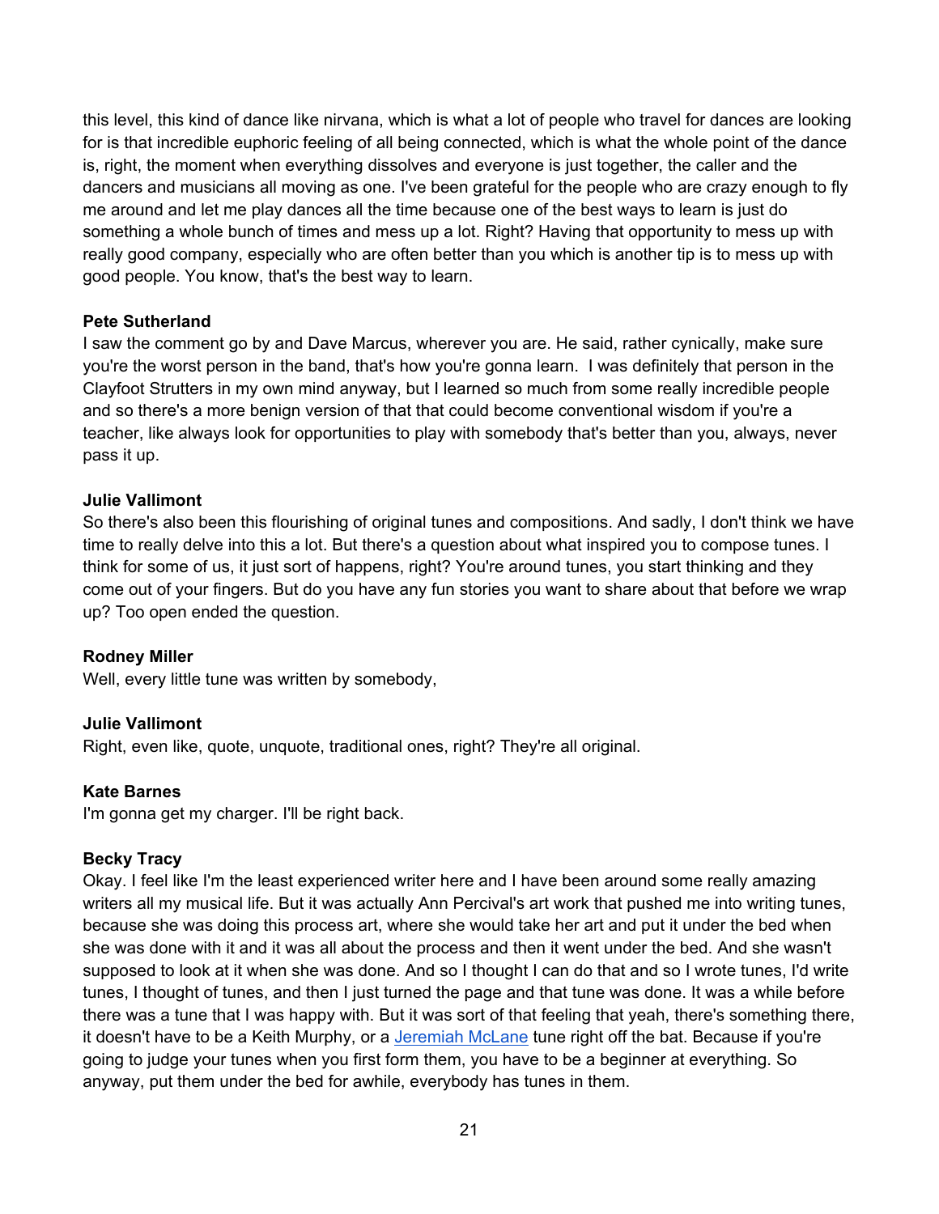this level, this kind of dance like nirvana, which is what a lot of people who travel for dances are looking for is that incredible euphoric feeling of all being connected, which is what the whole point of the dance is, right, the moment when everything dissolves and everyone is just together, the caller and the dancers and musicians all moving as one. I've been grateful for the people who are crazy enough to fly me around and let me play dances all the time because one of the best ways to learn is just do something a whole bunch of times and mess up a lot. Right? Having that opportunity to mess up with really good company, especially who are often better than you which is another tip is to mess up with good people. You know, that's the best way to learn.

**Pete Sutherland**
I saw the comment go by and Dave Marcus, wherever you are. He said, rather cynically, make sure you're the worst person in the band, that's how you're gonna learn.  I was definitely that person in the Clayfoot Strutters in my own mind anyway, but I learned so much from some really incredible people and so there's a more benign version of that that could become conventional wisdom if you're a teacher, like always look for opportunities to play with somebody that's better than you, always, never pass it up.

**Julie Vallimont**
So there's also been this flourishing of original tunes and compositions. And sadly, I don't think we have time to really delve into this a lot. But there's a question about what inspired you to compose tunes. I think for some of us, it just sort of happens, right? You're around tunes, you start thinking and they come out of your fingers. But do you have any fun stories you want to share about that before we wrap up? Too open ended the question.

**Rodney Miller**
Well, every little tune was written by somebody,

**Julie Vallimont**
Right, even like, quote, unquote, traditional ones, right? They're all original.

**Kate Barnes**
I'm gonna get my charger. I'll be right back.

**Becky Tracy**
Okay. I feel like I'm the least experienced writer here and I have been around some really amazing writers all my musical life. But it was actually Ann Percival's art work that pushed me into writing tunes, because she was doing this process art, where she would take her art and put it under the bed when she was done with it and it was all about the process and then it went under the bed. And she wasn't supposed to look at it when she was done. And so I thought I can do that and so I wrote tunes, I'd write tunes, I thought of tunes, and then I just turned the page and that tune was done. It was a while before there was a tune that I was happy with. But it was sort of that feeling that yeah, there's something there, it doesn't have to be a Keith Murphy, or a Jeremiah McLane tune right off the bat. Because if you're going to judge your tunes when you first form them, you have to be a beginner at everything. So anyway, put them under the bed for awhile, everybody has tunes in them.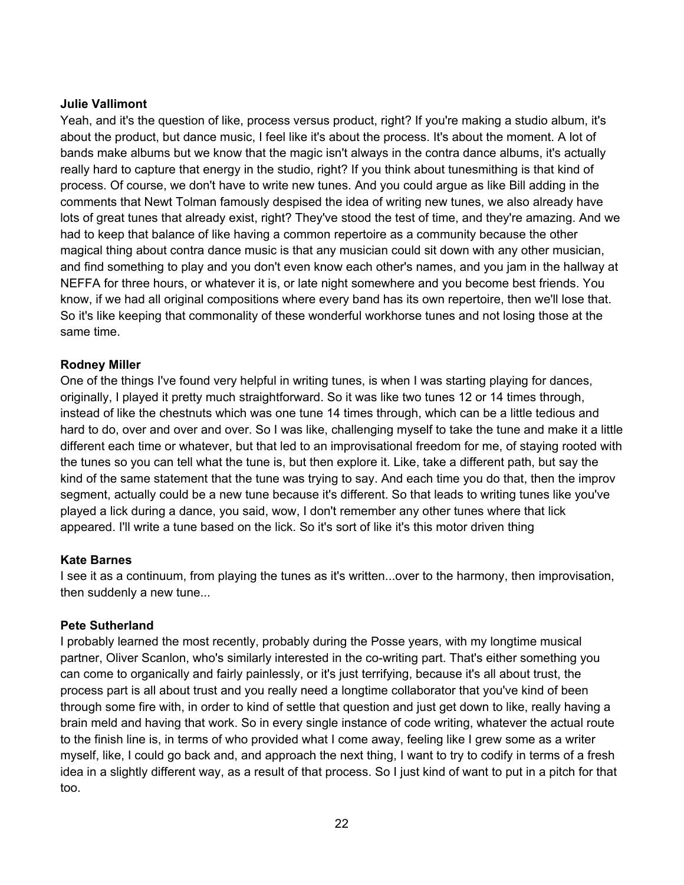**Julie Vallimont**

Yeah, and it's the question of like, process versus product, right? If you're making a studio album, it's about the product, but dance music, I feel like it's about the process. It's about the moment. A lot of bands make albums but we know that the magic isn't always in the contra dance albums, it's actually really hard to capture that energy in the studio, right? If you think about tunesmithing is that kind of process. Of course, we don't have to write new tunes. And you could argue as like Bill adding in the comments that Newt Tolman famously despised the idea of writing new tunes, we also already have lots of great tunes that already exist, right? They've stood the test of time, and they're amazing. And we had to keep that balance of like having a common repertoire as a community because the other magical thing about contra dance music is that any musician could sit down with any other musician, and find something to play and you don't even know each other's names, and you jam in the hallway at NEFFA for three hours, or whatever it is, or late night somewhere and you become best friends. You know, if we had all original compositions where every band has its own repertoire, then we'll lose that. So it's like keeping that commonality of these wonderful workhorse tunes and not losing those at the same time.

**Rodney Miller**

One of the things I've found very helpful in writing tunes, is when I was starting playing for dances, originally, I played it pretty much straightforward. So it was like two tunes 12 or 14 times through, instead of like the chestnuts which was one tune 14 times through, which can be a little tedious and hard to do, over and over and over. So I was like, challenging myself to take the tune and make it a little different each time or whatever, but that led to an improvisational freedom for me, of staying rooted with the tunes so you can tell what the tune is, but then explore it. Like, take a different path, but say the kind of the same statement that the tune was trying to say. And each time you do that, then the improv segment, actually could be a new tune because it's different. So that leads to writing tunes like you've played a lick during a dance, you said, wow, I don't remember any other tunes where that lick appeared. I'll write a tune based on the lick. So it's sort of like it's this motor driven thing

**Kate Barnes**

I see it as a continuum, from playing the tunes as it's written...over to the harmony, then improvisation, then suddenly a new tune...

**Pete Sutherland**

I probably learned the most recently, probably during the Posse years, with my longtime musical partner, Oliver Scanlon, who's similarly interested in the co-writing part. That's either something you can come to organically and fairly painlessly, or it's just terrifying, because it's all about trust, the process part is all about trust and you really need a longtime collaborator that you've kind of been through some fire with, in order to kind of settle that question and just get down to like, really having a brain meld and having that work. So in every single instance of code writing, whatever the actual route to the finish line is, in terms of who provided what I come away, feeling like I grew some as a writer myself, like, I could go back and, and approach the next thing, I want to try to codify in terms of a fresh idea in a slightly different way, as a result of that process. So I just kind of want to put in a pitch for that too.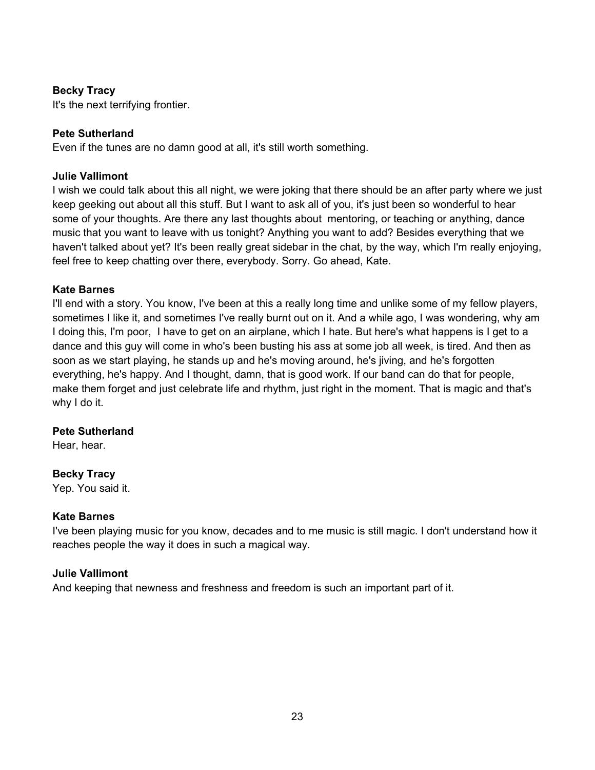**Becky Tracy**
It's the next terrifying frontier.

**Pete Sutherland**
Even if the tunes are no damn good at all, it's still worth something.

**Julie Vallimont**
I wish we could talk about this all night, we were joking that there should be an after party where we just keep geeking out about all this stuff. But I want to ask all of you, it's just been so wonderful to hear some of your thoughts. Are there any last thoughts about mentoring, or teaching or anything, dance music that you want to leave with us tonight? Anything you want to add? Besides everything that we haven't talked about yet? It's been really great sidebar in the chat, by the way, which I'm really enjoying, feel free to keep chatting over there, everybody. Sorry. Go ahead, Kate.

**Kate Barnes**
I'll end with a story. You know, I've been at this a really long time and unlike some of my fellow players, sometimes I like it, and sometimes I've really burnt out on it. And a while ago, I was wondering, why am I doing this, I'm poor, I have to get on an airplane, which I hate. But here's what happens is I get to a dance and this guy will come in who's been busting his ass at some job all week, is tired. And then as soon as we start playing, he stands up and he's moving around, he's jiving, and he's forgotten everything, he's happy. And I thought, damn, that is good work. If our band can do that for people, make them forget and just celebrate life and rhythm, just right in the moment. That is magic and that's why I do it.

**Pete Sutherland**
Hear, hear.

**Becky Tracy**
Yep. You said it.

**Kate Barnes**
I've been playing music for you know, decades and to me music is still magic. I don't understand how it reaches people the way it does in such a magical way.

**Julie Vallimont**
And keeping that newness and freshness and freedom is such an important part of it.